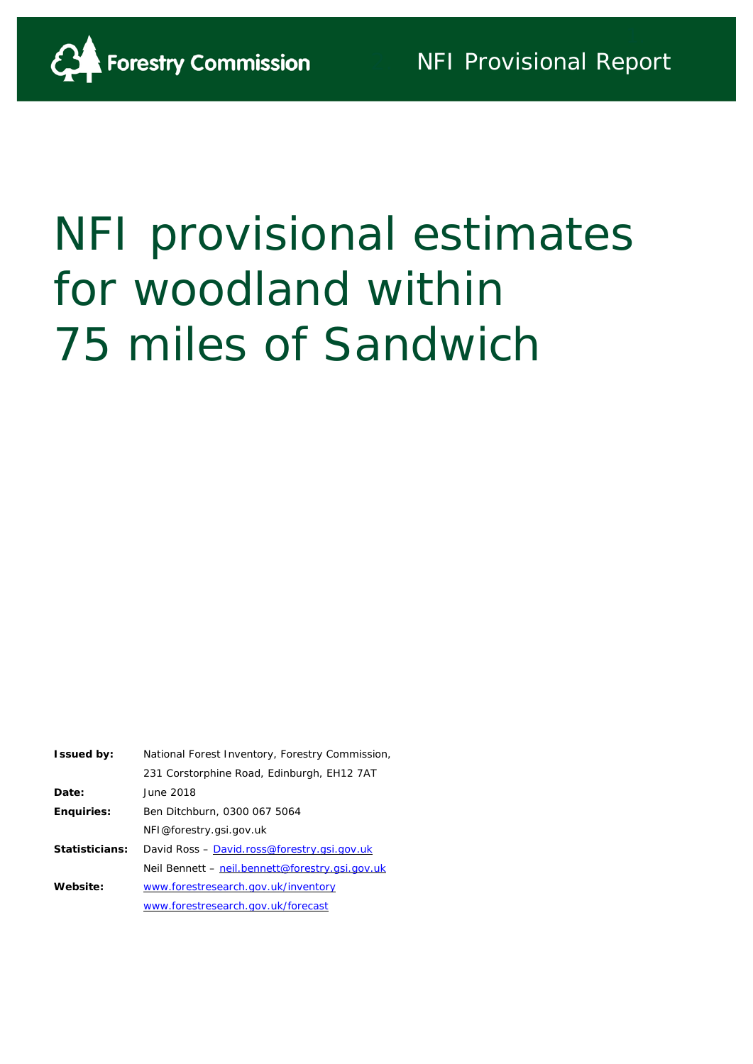Forestry Commission

NFI Provisional Report

# NFI provisional estimates for woodland within 75 miles of Sandwich

| | |
|---|---|
| **Issued by:** | National Forest Inventory, Forestry Commission, |
| | 231 Corstorphine Road, Edinburgh, EH12 7AT |
| **Date:** | June 2018 |
| **Enquiries:** | Ben Ditchburn, 0300 067 5064 |
| | NFI@forestry.gsi.gov.uk |
| **Statisticians:** | David Ross – David.ross@forestry.gsi.gov.uk |
| | Neil Bennett – neil.bennett@forestry.gsi.gov.uk |
| **Website:** | www.forestresearch.gov.uk/inventory |
| | www.forestresearch.gov.uk/forecast |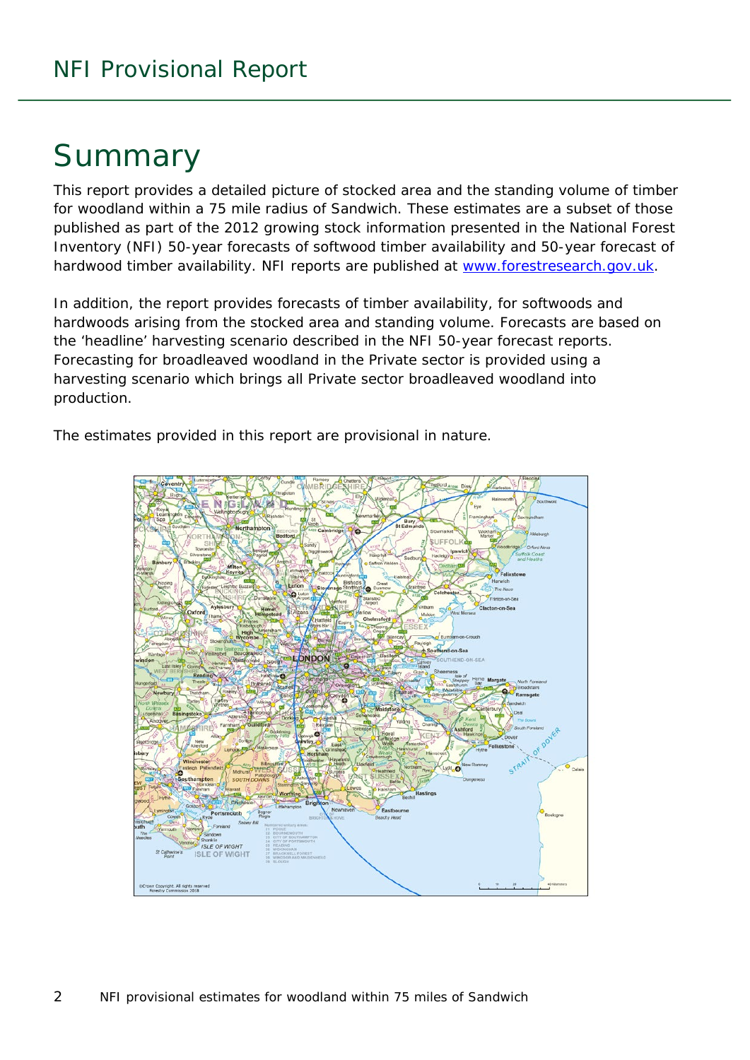# Summary

This report provides a detailed picture of stocked area and the standing volume of timber for woodland within a 75 mile radius of Sandwich. These estimates are a subset of those published as part of the 2012 growing stock information presented in the National Forest Inventory (NFI) 50-year forecasts of softwood timber availability and 50-year forecast of hardwood timber availability. NFI reports are published at www.forestresearch.gov.uk.

In addition, the report provides forecasts of timber availability, for softwoods and hardwoods arising from the stocked area and standing volume. Forecasts are based on the 'headline' harvesting scenario described in the NFI 50-year forecast reports. Forecasting for broadleaved woodland in the Private sector is provided using a harvesting scenario which brings all Private sector broadleaved woodland into production.

The estimates provided in this report are provisional in nature.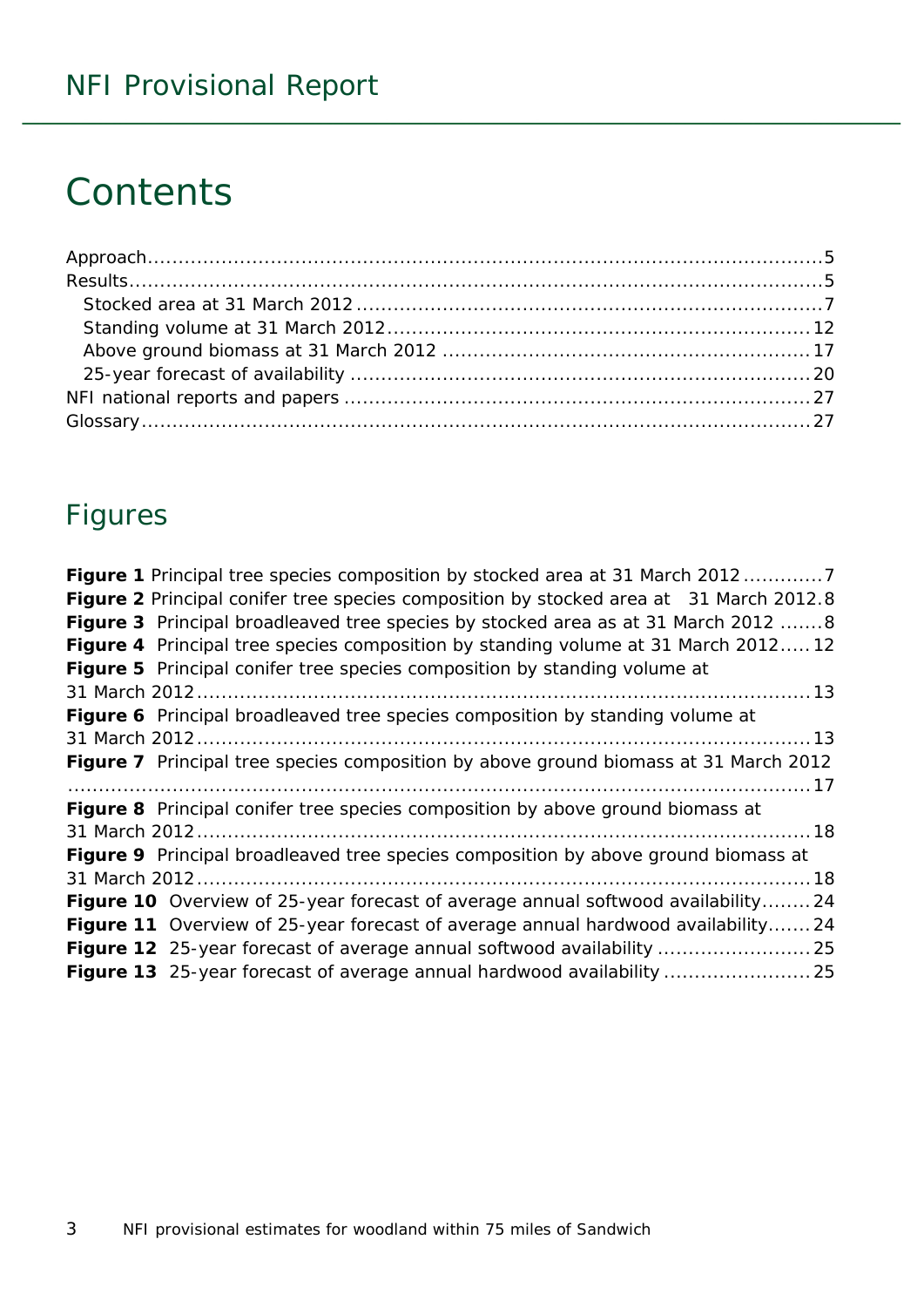# Contents

Approach.....5
Results.....5
- Stocked area at 31 March 2012.....7
- Standing volume at 31 March 2012.....12
- Above ground biomass at 31 March 2012.....17
- 25-year forecast of availability.....20

NFI national reports and papers.....27
Glossary.....27

## Figures

**Figure 1** Principal tree species composition by stocked area at 31 March 2012.....7
**Figure 2** Principal conifer tree species composition by stocked area at 31 March 2012.....8
**Figure 3** Principal broadleaved tree species by stocked area as at 31 March 2012.....8
**Figure 4** Principal tree species composition by standing volume at 31 March 2012.....12
**Figure 5** Principal conifer tree species composition by standing volume at 31 March 2012.....13
**Figure 6** Principal broadleaved tree species composition by standing volume at 31 March 2012.....13
**Figure 7** Principal tree species composition by above ground biomass at 31 March 2012.....17
**Figure 8** Principal conifer tree species composition by above ground biomass at 31 March 2012.....18
**Figure 9** Principal broadleaved tree species composition by above ground biomass at 31 March 2012.....18
**Figure 10** Overview of 25-year forecast of average annual softwood availability.....24
**Figure 11** Overview of 25-year forecast of average annual hardwood availability.....24
**Figure 12** 25-year forecast of average annual softwood availability.....25
**Figure 13** 25-year forecast of average annual hardwood availability.....25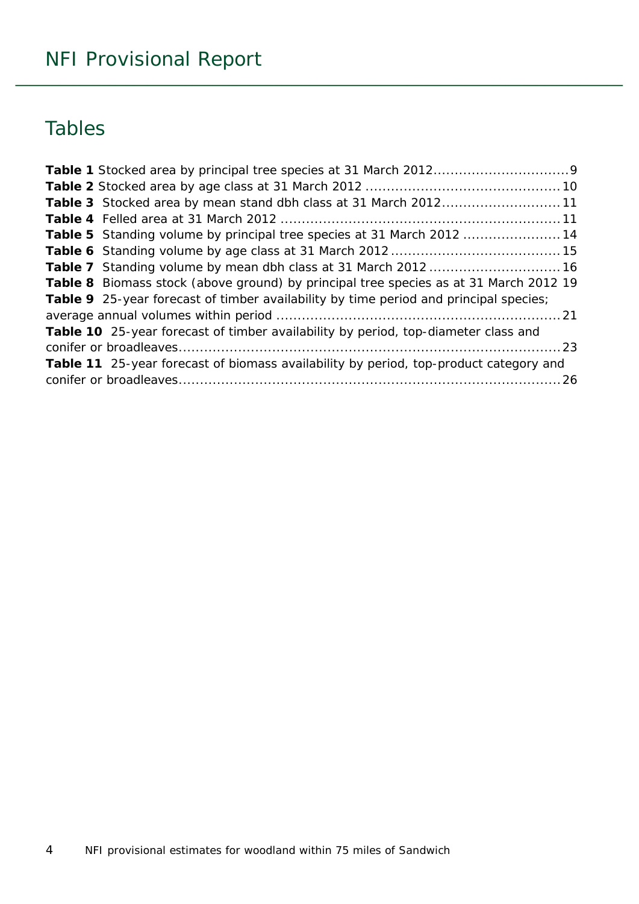## Tables

**Table 1** Stocked area by principal tree species at 31 March 2012 ............................... 9
**Table 2** Stocked area by age class at 31 March 2012 ............................................. 10
**Table 3** Stocked area by mean stand dbh class at 31 March 2012 ........................... 11
**Table 4** Felled area at 31 March 2012 ................................................................. 11
**Table 5** Standing volume by principal tree species at 31 March 2012 ...................... 14
**Table 6** Standing volume by age class at 31 March 2012 ....................................... 15
**Table 7** Standing volume by mean dbh class at 31 March 2012 ............................... 16
**Table 8** Biomass stock (above ground) by principal tree species as at 31 March 2012 19
**Table 9** 25-year forecast of timber availability by time period and principal species; average annual volumes within period .................................................................. 21
**Table 10** 25-year forecast of timber availability by period, top-diameter class and conifer or broadleaves.......................................................................................... 23
**Table 11** 25-year forecast of biomass availability by period, top-product category and conifer or broadleaves.......................................................................................... 26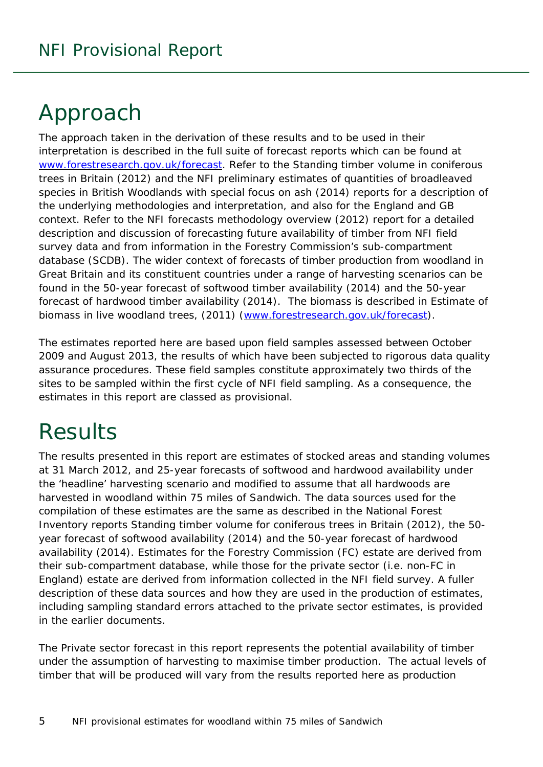# Approach

The approach taken in the derivation of these results and to be used in their interpretation is described in the full suite of forecast reports which can be found at [www.forestresearch.gov.uk/forecast](www.forestresearch.gov.uk/forecast). Refer to the Standing timber volume in coniferous trees in Britain (2012) and the NFI preliminary estimates of quantities of broadleaved species in British Woodlands with special focus on ash (2014) reports for a description of the underlying methodologies and interpretation, and also for the England and GB context. Refer to the NFI forecasts methodology overview (2012) report for a detailed description and discussion of forecasting future availability of timber from NFI field survey data and from information in the Forestry Commission's sub-compartment database (SCDB). The wider context of forecasts of timber production from woodland in Great Britain and its constituent countries under a range of harvesting scenarios can be found in the 50-year forecast of softwood timber availability (2014) and the 50-year forecast of hardwood timber availability (2014). The biomass is described in Estimate of biomass in live woodland trees, (2011) ([www.forestresearch.gov.uk/forecast](www.forestresearch.gov.uk/forecast)).

The estimates reported here are based upon field samples assessed between October 2009 and August 2013, the results of which have been subjected to rigorous data quality assurance procedures. These field samples constitute approximately two thirds of the sites to be sampled within the first cycle of NFI field sampling. As a consequence, the estimates in this report are classed as provisional.

# Results

The results presented in this report are estimates of stocked areas and standing volumes at 31 March 2012, and 25-year forecasts of softwood and hardwood availability under the 'headline' harvesting scenario and modified to assume that all hardwoods are harvested in woodland within 75 miles of Sandwich. The data sources used for the compilation of these estimates are the same as described in the National Forest Inventory reports Standing timber volume for coniferous trees in Britain (2012), the 50-year forecast of softwood availability (2014) and the 50-year forecast of hardwood availability (2014). Estimates for the Forestry Commission (FC) estate are derived from their sub-compartment database, while those for the private sector (i.e. non-FC in England) estate are derived from information collected in the NFI field survey. A fuller description of these data sources and how they are used in the production of estimates, including sampling standard errors attached to the private sector estimates, is provided in the earlier documents.

The Private sector forecast in this report represents the potential availability of timber under the assumption of harvesting to maximise timber production. The actual levels of timber that will be produced will vary from the results reported here as production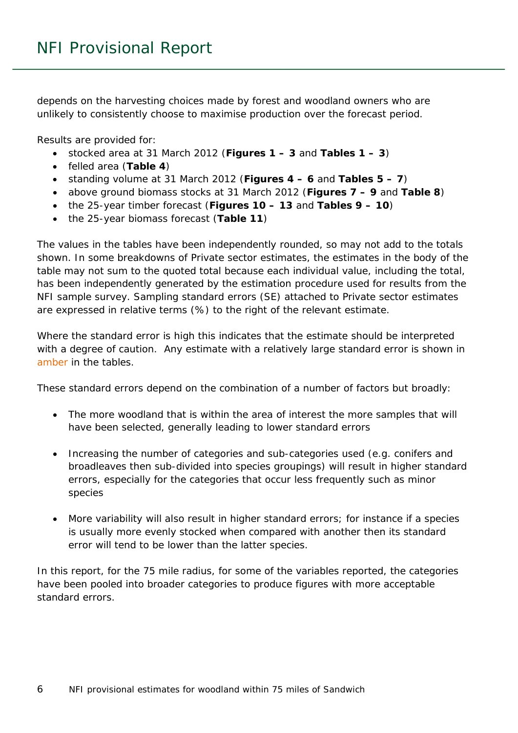depends on the harvesting choices made by forest and woodland owners who are unlikely to consistently choose to maximise production over the forecast period.

Results are provided for:

- stocked area at 31 March 2012 (**Figures 1 – 3** and **Tables 1 – 3**)
- felled area (**Table 4**)
- standing volume at 31 March 2012 (**Figures 4 – 6** and **Tables 5 – 7**)
- above ground biomass stocks at 31 March 2012 (**Figures 7 – 9** and **Table 8**)
- the 25-year timber forecast (**Figures 10 – 13** and **Tables 9 – 10**)
- the 25-year biomass forecast (**Table 11**)

The values in the tables have been independently rounded, so may not add to the totals shown. In some breakdowns of Private sector estimates, the estimates in the body of the table may not sum to the quoted total because each individual value, including the total, has been independently generated by the estimation procedure used for results from the NFI sample survey. Sampling standard errors (SE) attached to Private sector estimates are expressed in relative terms (%) to the right of the relevant estimate.

Where the standard error is high this indicates that the estimate should be interpreted with a degree of caution. Any estimate with a relatively large standard error is shown in amber in the tables.

These standard errors depend on the combination of a number of factors but broadly:

- The more woodland that is within the area of interest the more samples that will have been selected, generally leading to lower standard errors
- Increasing the number of categories and sub-categories used (e.g. conifers and broadleaves then sub-divided into species groupings) will result in higher standard errors, especially for the categories that occur less frequently such as minor species
- More variability will also result in higher standard errors; for instance if a species is usually more evenly stocked when compared with another then its standard error will tend to be lower than the latter species.

In this report, for the 75 mile radius, for some of the variables reported, the categories have been pooled into broader categories to produce figures with more acceptable standard errors.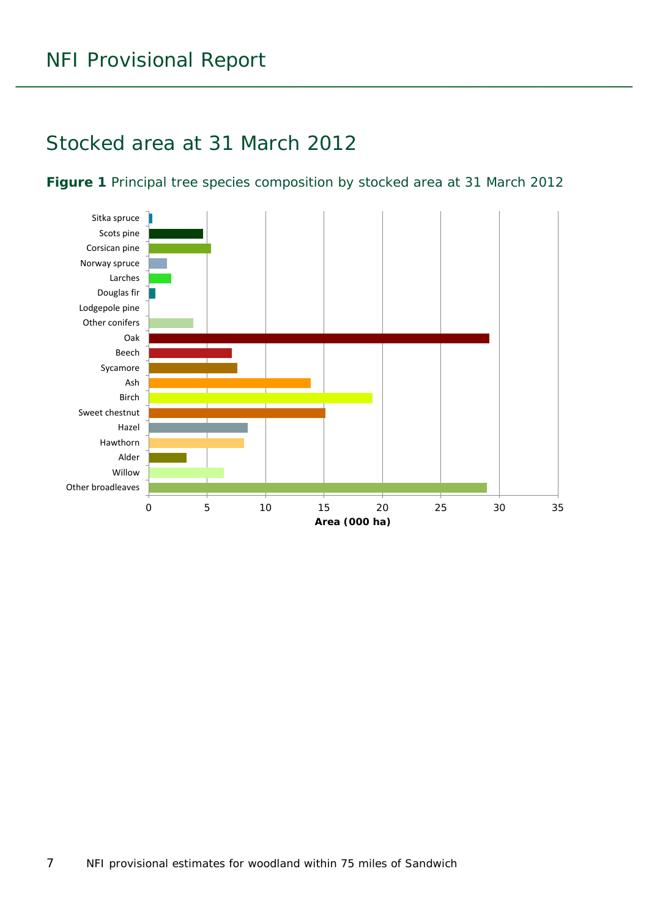## Stocked area at 31 March 2012

**Figure 1** Principal tree species composition by stocked area at 31 March 2012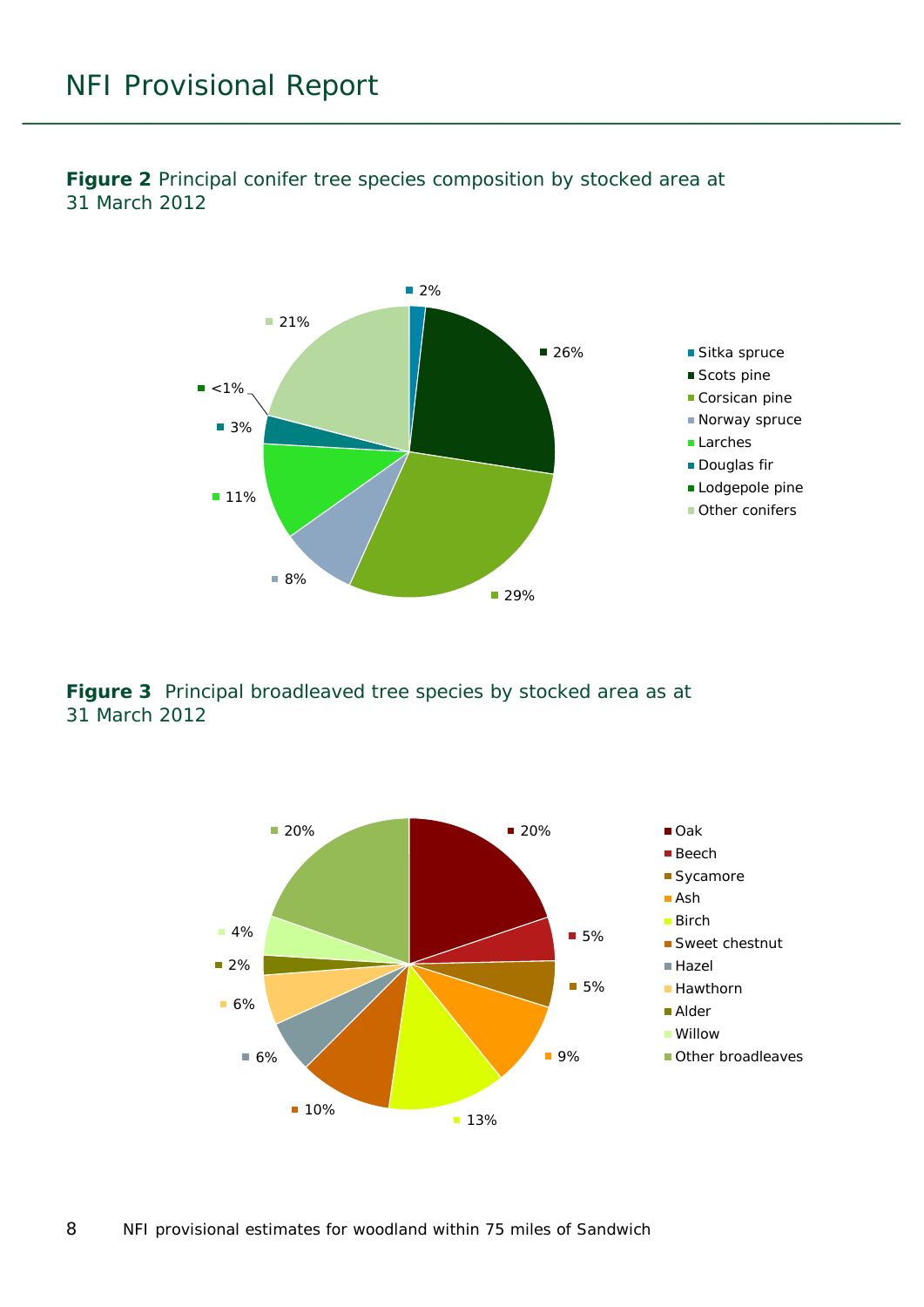**Figure 2** Principal conifer tree species composition by stocked area at 31 March 2012

| Species | Percentage |
|---|---|
| Sitka spruce | 2% |
| Scots pine | 26% |
| Corsican pine | 29% |
| Norway spruce | 8% |
| Larches | 11% |
| Douglas fir | 3% |
| Lodgepole pine | <1% |
| Other conifers | 21% |

**Figure 3** Principal broadleaved tree species by stocked area as at 31 March 2012

| Species | Percentage |
|---|---|
| Oak | 20% |
| Beech | 5% |
| Sycamore | 5% |
| Ash | 9% |
| Birch | 13% |
| Sweet chestnut | 10% |
| Hazel | 6% |
| Hawthorn | 6% |
| Alder | 2% |
| Willow | 4% |
| Other broadleaves | 20% |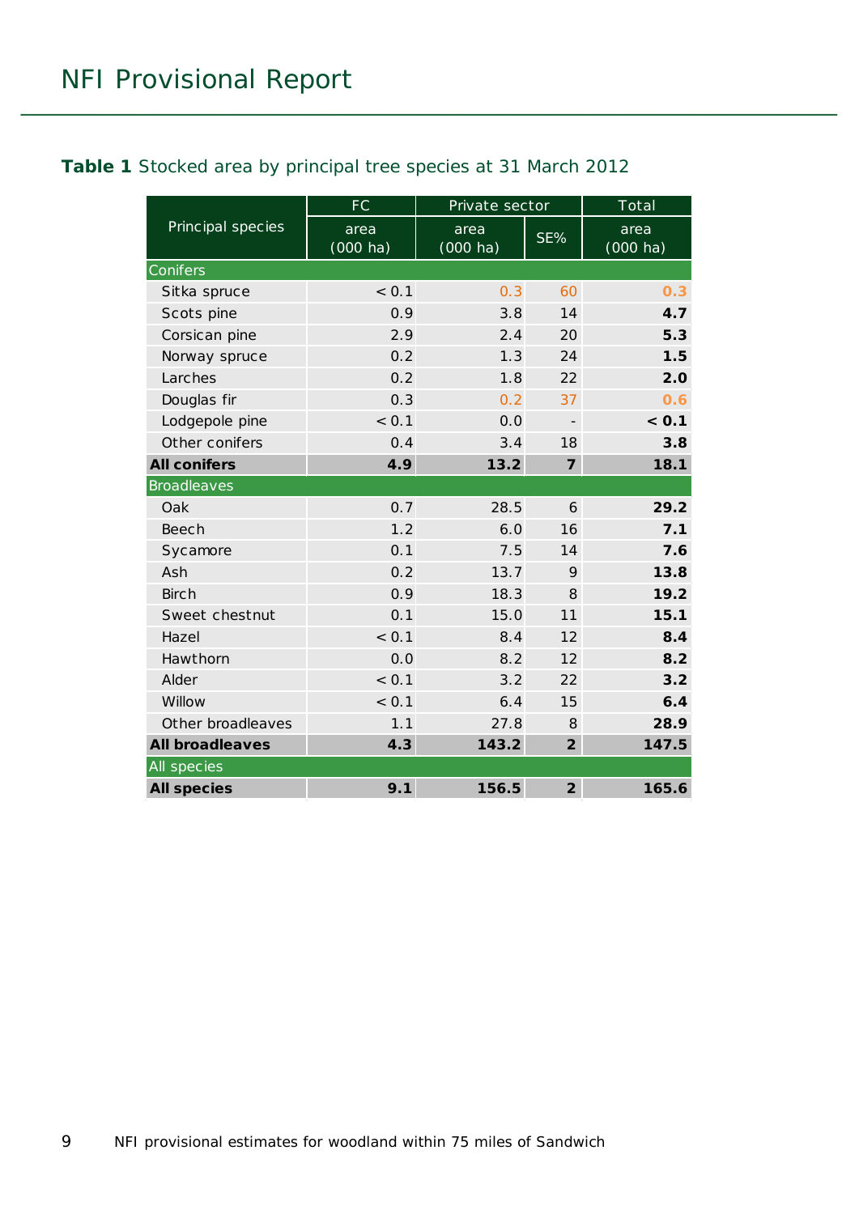**Table 1** Stocked area by principal tree species at 31 March 2012

| Principal species | FC | Private sector | | Total |
|---|---|---|---|---|
| | area (000 ha) | area (000 ha) | SE% | area (000 ha) |
| **Conifers** | | | | |
| Sitka spruce | < 0.1 | 0.3 | 60 | **0.3** |
| Scots pine | 0.9 | 3.8 | 14 | **4.7** |
| Corsican pine | 2.9 | 2.4 | 20 | **5.3** |
| Norway spruce | 0.2 | 1.3 | 24 | **1.5** |
| Larches | 0.2 | 1.8 | 22 | **2.0** |
| Douglas fir | 0.3 | 0.2 | 37 | **0.6** |
| Lodgepole pine | < 0.1 | 0.0 | - | **< 0.1** |
| Other conifers | 0.4 | 3.4 | 18 | **3.8** |
| **All conifers** | **4.9** | **13.2** | **7** | **18.1** |
| **Broadleaves** | | | | |
| Oak | 0.7 | 28.5 | 6 | **29.2** |
| Beech | 1.2 | 6.0 | 16 | **7.1** |
| Sycamore | 0.1 | 7.5 | 14 | **7.6** |
| Ash | 0.2 | 13.7 | 9 | **13.8** |
| Birch | 0.9 | 18.3 | 8 | **19.2** |
| Sweet chestnut | 0.1 | 15.0 | 11 | **15.1** |
| Hazel | < 0.1 | 8.4 | 12 | **8.4** |
| Hawthorn | 0.0 | 8.2 | 12 | **8.2** |
| Alder | < 0.1 | 3.2 | 22 | **3.2** |
| Willow | < 0.1 | 6.4 | 15 | **6.4** |
| Other broadleaves | 1.1 | 27.8 | 8 | **28.9** |
| **All broadleaves** | **4.3** | **143.2** | **2** | **147.5** |
| **All species** | | | | |
| **All species** | **9.1** | **156.5** | **2** | **165.6** |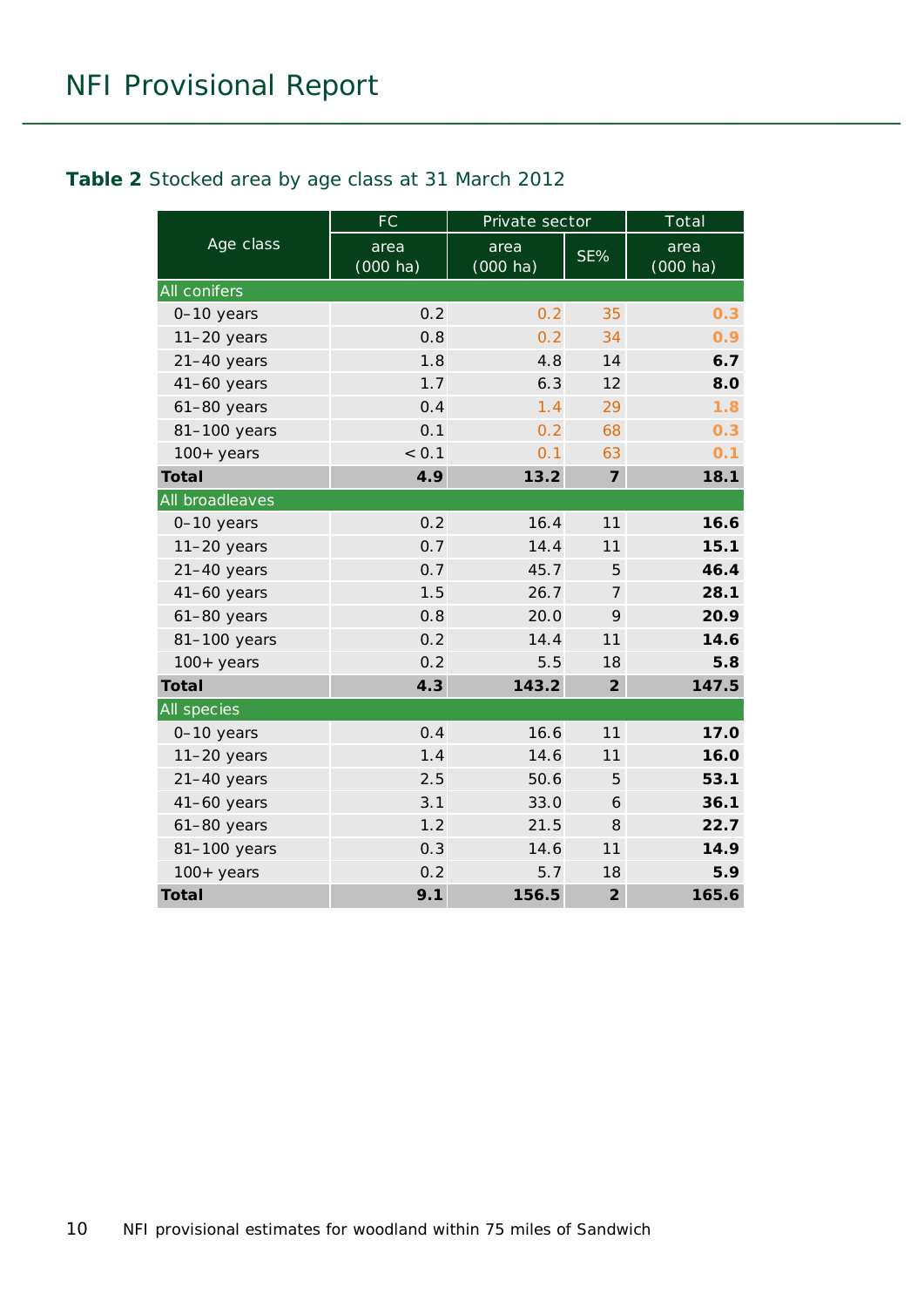**Table 2** Stocked area by age class at 31 March 2012

| Age class | FC | Private sector | | Total |
|---|---|---|---|---|
| | area (000 ha) | area (000 ha) | SE% | area (000 ha) |
| **All conifers** | | | | |
| 0–10 years | 0.2 | 0.2 | 35 | **0.3** |
| 11–20 years | 0.8 | 0.2 | 34 | **0.9** |
| 21–40 years | 1.8 | 4.8 | 14 | **6.7** |
| 41–60 years | 1.7 | 6.3 | 12 | **8.0** |
| 61–80 years | 0.4 | 1.4 | 29 | **1.8** |
| 81–100 years | 0.1 | 0.2 | 68 | **0.3** |
| 100+ years | < 0.1 | 0.1 | 63 | **0.1** |
| **Total** | **4.9** | **13.2** | **7** | **18.1** |
| **All broadleaves** | | | | |
| 0–10 years | 0.2 | 16.4 | 11 | **16.6** |
| 11–20 years | 0.7 | 14.4 | 11 | **15.1** |
| 21–40 years | 0.7 | 45.7 | 5 | **46.4** |
| 41–60 years | 1.5 | 26.7 | 7 | **28.1** |
| 61–80 years | 0.8 | 20.0 | 9 | **20.9** |
| 81–100 years | 0.2 | 14.4 | 11 | **14.6** |
| 100+ years | 0.2 | 5.5 | 18 | **5.8** |
| **Total** | **4.3** | **143.2** | **2** | **147.5** |
| **All species** | | | | |
| 0–10 years | 0.4 | 16.6 | 11 | **17.0** |
| 11–20 years | 1.4 | 14.6 | 11 | **16.0** |
| 21–40 years | 2.5 | 50.6 | 5 | **53.1** |
| 41–60 years | 3.1 | 33.0 | 6 | **36.1** |
| 61–80 years | 1.2 | 21.5 | 8 | **22.7** |
| 81–100 years | 0.3 | 14.6 | 11 | **14.9** |
| 100+ years | 0.2 | 5.7 | 18 | **5.9** |
| **Total** | **9.1** | **156.5** | **2** | **165.6** |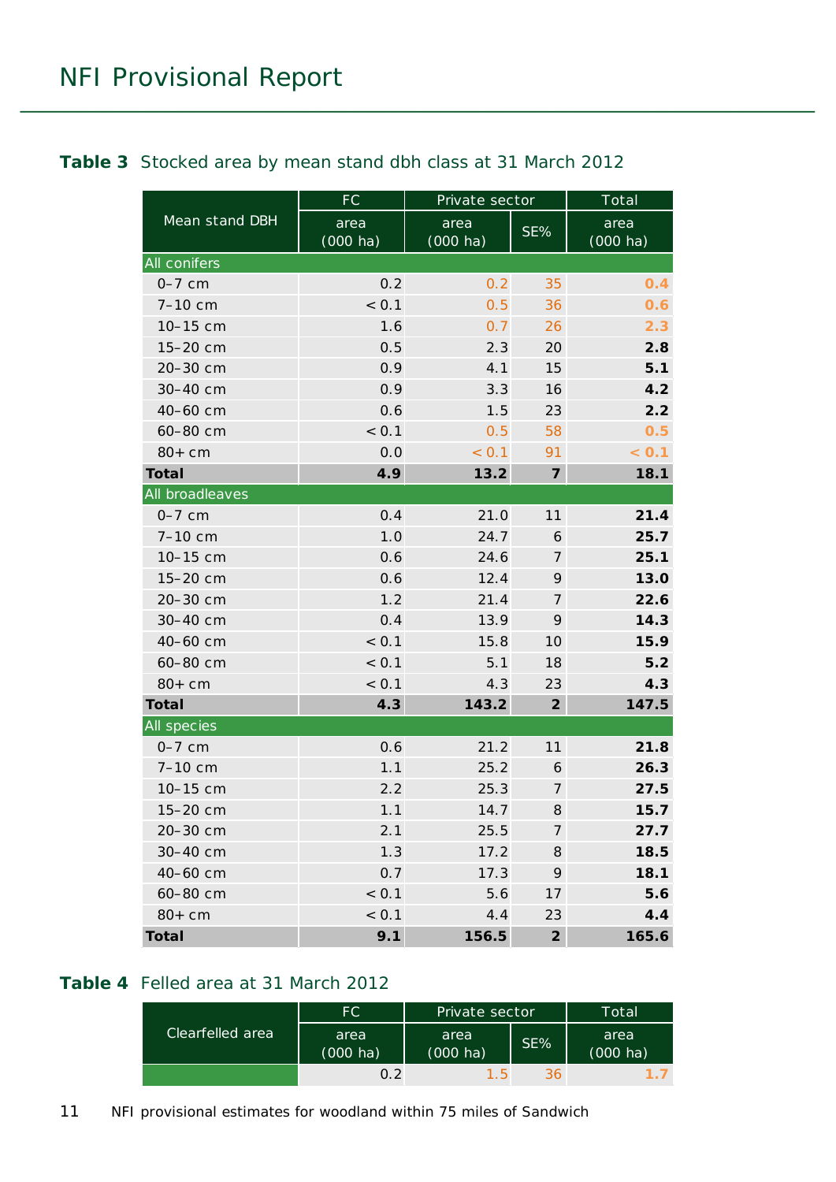**Table 3** Stocked area by mean stand dbh class at 31 March 2012

| Mean stand DBH | FC | Private sector | | Total |
|---|---|---|---|---|
| | area (000 ha) | area (000 ha) | SE% | area (000 ha) |
| All conifers | | | | |
| 0–7 cm | 0.2 | 0.2 | 35 | **0.4** |
| 7–10 cm | < 0.1 | 0.5 | 36 | **0.6** |
| 10–15 cm | 1.6 | 0.7 | 26 | **2.3** |
| 15–20 cm | 0.5 | 2.3 | 20 | **2.8** |
| 20–30 cm | 0.9 | 4.1 | 15 | **5.1** |
| 30–40 cm | 0.9 | 3.3 | 16 | **4.2** |
| 40–60 cm | 0.6 | 1.5 | 23 | **2.2** |
| 60–80 cm | < 0.1 | 0.5 | 58 | **0.5** |
| 80+ cm | 0.0 | < 0.1 | 91 | **< 0.1** |
| **Total** | **4.9** | **13.2** | **7** | **18.1** |
| All broadleaves | | | | |
| 0–7 cm | 0.4 | 21.0 | 11 | **21.4** |
| 7–10 cm | 1.0 | 24.7 | 6 | **25.7** |
| 10–15 cm | 0.6 | 24.6 | 7 | **25.1** |
| 15–20 cm | 0.6 | 12.4 | 9 | **13.0** |
| 20–30 cm | 1.2 | 21.4 | 7 | **22.6** |
| 30–40 cm | 0.4 | 13.9 | 9 | **14.3** |
| 40–60 cm | < 0.1 | 15.8 | 10 | **15.9** |
| 60–80 cm | < 0.1 | 5.1 | 18 | **5.2** |
| 80+ cm | < 0.1 | 4.3 | 23 | **4.3** |
| **Total** | **4.3** | **143.2** | **2** | **147.5** |
| All species | | | | |
| 0–7 cm | 0.6 | 21.2 | 11 | **21.8** |
| 7–10 cm | 1.1 | 25.2 | 6 | **26.3** |
| 10–15 cm | 2.2 | 25.3 | 7 | **27.5** |
| 15–20 cm | 1.1 | 14.7 | 8 | **15.7** |
| 20–30 cm | 2.1 | 25.5 | 7 | **27.7** |
| 30–40 cm | 1.3 | 17.2 | 8 | **18.5** |
| 40–60 cm | 0.7 | 17.3 | 9 | **18.1** |
| 60–80 cm | < 0.1 | 5.6 | 17 | **5.6** |
| 80+ cm | < 0.1 | 4.4 | 23 | **4.4** |
| **Total** | **9.1** | **156.5** | **2** | **165.6** |

**Table 4** Felled area at 31 March 2012

| Clearfelled area | FC | Private sector | | Total |
|---|---|---|---|---|
| | area (000 ha) | area (000 ha) | SE% | area (000 ha) |
| | 0.2 | 1.5 | 36 | 1.7 |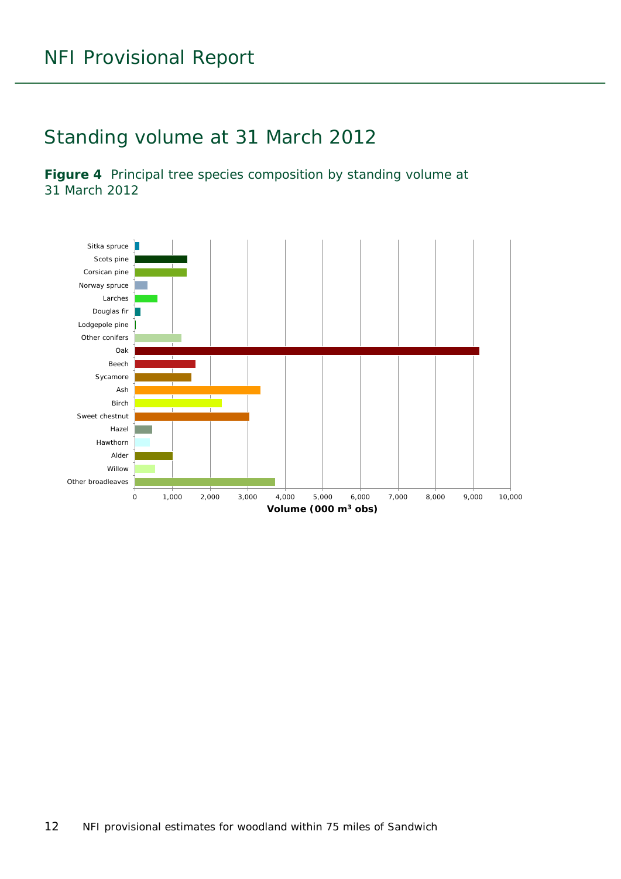## Standing volume at 31 March 2012

**Figure 4** Principal tree species composition by standing volume at 31 March 2012

Sitka spruce
Scots pine
Corsican pine
Norway spruce
Larches
Douglas fir
Lodgepole pine
Other conifers
Oak
Beech
Sycamore
Ash
Birch
Sweet chestnut
Hazel
Hawthorn
Alder
Willow
Other broadleaves

0 1,000 2,000 3,000 4,000 5,000 6,000 7,000 8,000 9,000 10,000

**Volume (000 m$^3$ obs)**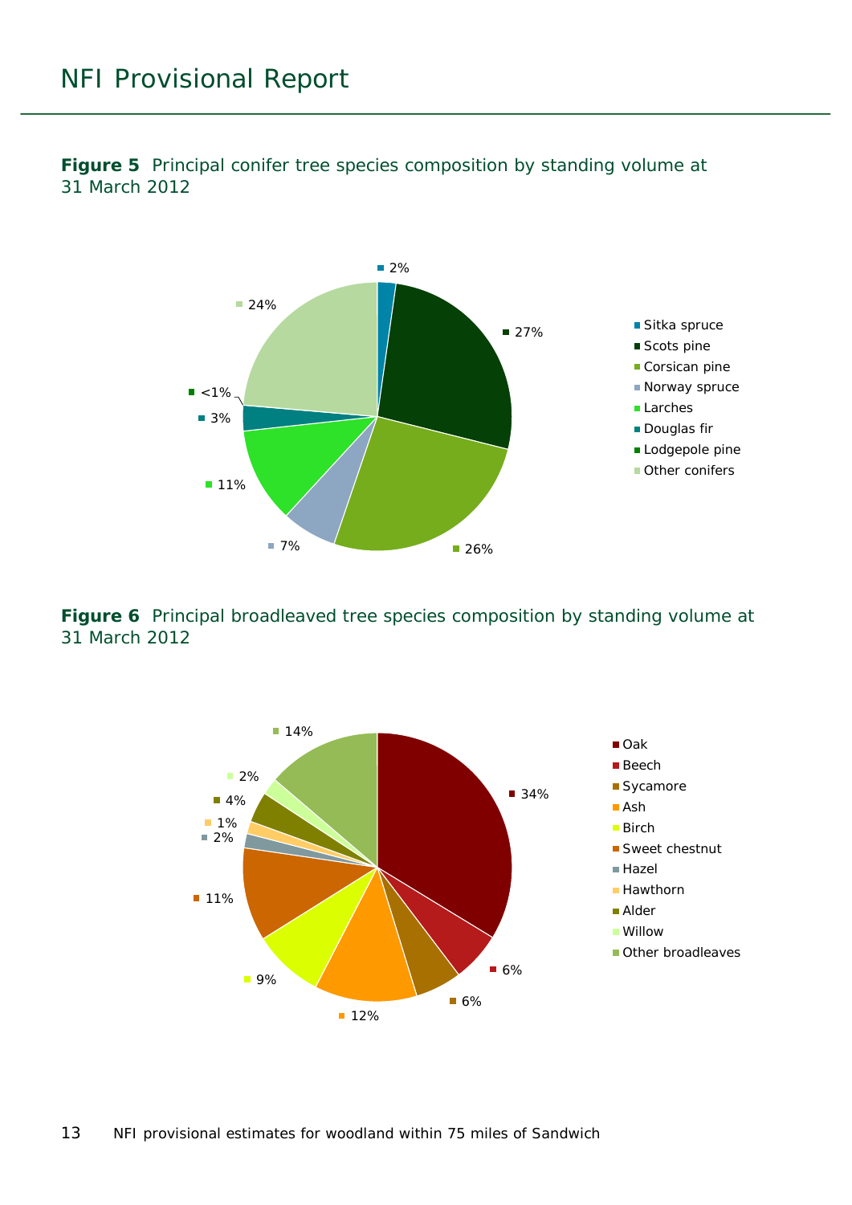**Figure 5** Principal conifer tree species composition by standing volume at 31 March 2012

| Species | Percentage |
|---|---|
| Sitka spruce | 2% |
| Scots pine | 27% |
| Corsican pine | 26% |
| Norway spruce | 7% |
| Larches | 11% |
| Douglas fir | 3% |
| Lodgepole pine | <1% |
| Other conifers | 24% |

**Figure 6** Principal broadleaved tree species composition by standing volume at 31 March 2012

| Species | Percentage |
|---|---|
| Oak | 34% |
| Beech | 6% |
| Sycamore | 6% |
| Ash | 12% |
| Birch | 9% |
| Sweet chestnut | 11% |
| Hazel | 2% |
| Hawthorn | 1% |
| Alder | 4% |
| Willow | 2% |
| Other broadleaves | 14% |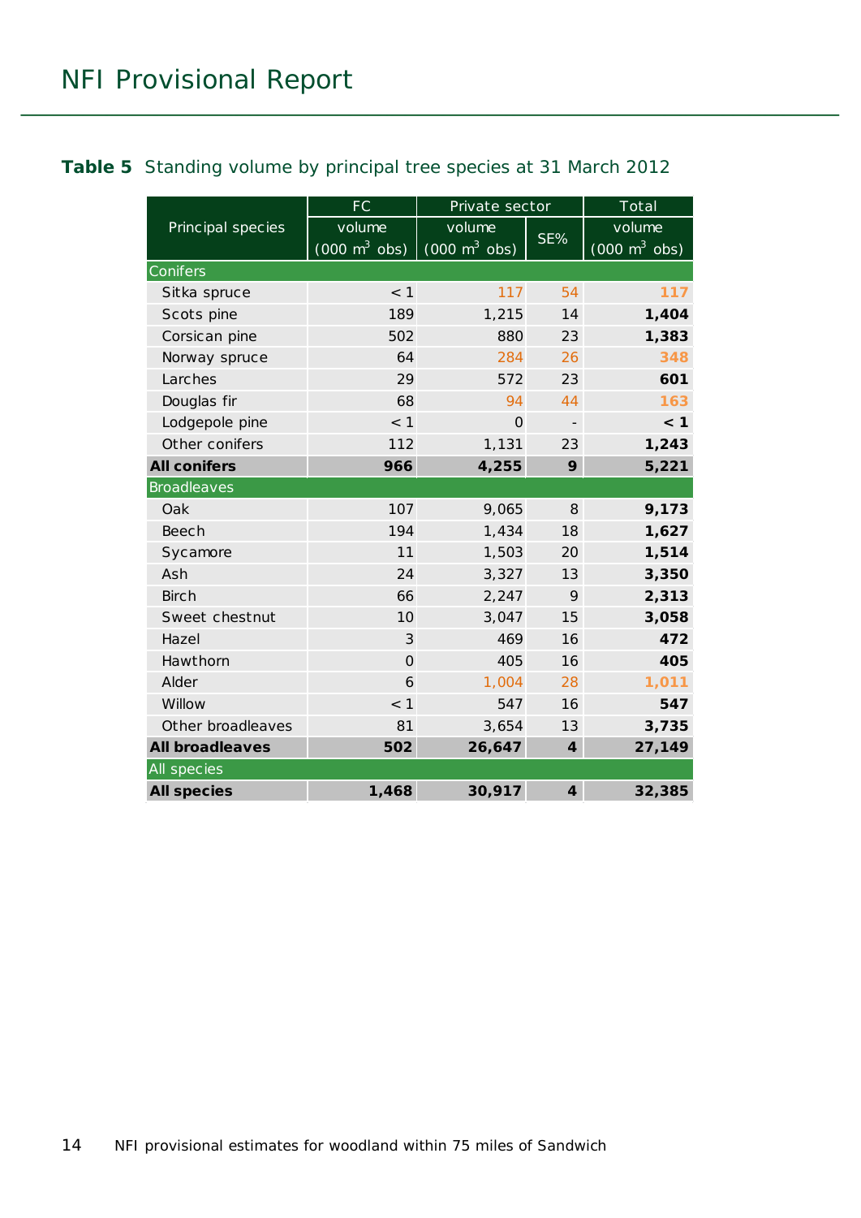**Table 5** Standing volume by principal tree species at 31 March 2012

| Principal species | FC | Private sector | | Total |
|---|---|---|---|---|
| | volume (000 $m^3$ obs) | volume (000 $m^3$ obs) | SE% | volume (000 $m^3$ obs) |
| Conifers | | | | |
| Sitka spruce | < 1 | 117 | 54 | 117 |
| Scots pine | 189 | 1,215 | 14 | **1,404** |
| Corsican pine | 502 | 880 | 23 | **1,383** |
| Norway spruce | 64 | 284 | 26 | 348 |
| Larches | 29 | 572 | 23 | **601** |
| Douglas fir | 68 | 94 | 44 | 163 |
| Lodgepole pine | < 1 | 0 | - | **< 1** |
| Other conifers | 112 | 1,131 | 23 | **1,243** |
| **All conifers** | **966** | **4,255** | **9** | **5,221** |
| Broadleaves | | | | |
| Oak | 107 | 9,065 | 8 | **9,173** |
| Beech | 194 | 1,434 | 18 | **1,627** |
| Sycamore | 11 | 1,503 | 20 | **1,514** |
| Ash | 24 | 3,327 | 13 | **3,350** |
| Birch | 66 | 2,247 | 9 | **2,313** |
| Sweet chestnut | 10 | 3,047 | 15 | **3,058** |
| Hazel | 3 | 469 | 16 | **472** |
| Hawthorn | 0 | 405 | 16 | **405** |
| Alder | 6 | 1,004 | 28 | 1,011 |
| Willow | < 1 | 547 | 16 | **547** |
| Other broadleaves | 81 | 3,654 | 13 | **3,735** |
| **All broadleaves** | **502** | **26,647** | **4** | **27,149** |
| All species | | | | |
| **All species** | **1,468** | **30,917** | **4** | **32,385** |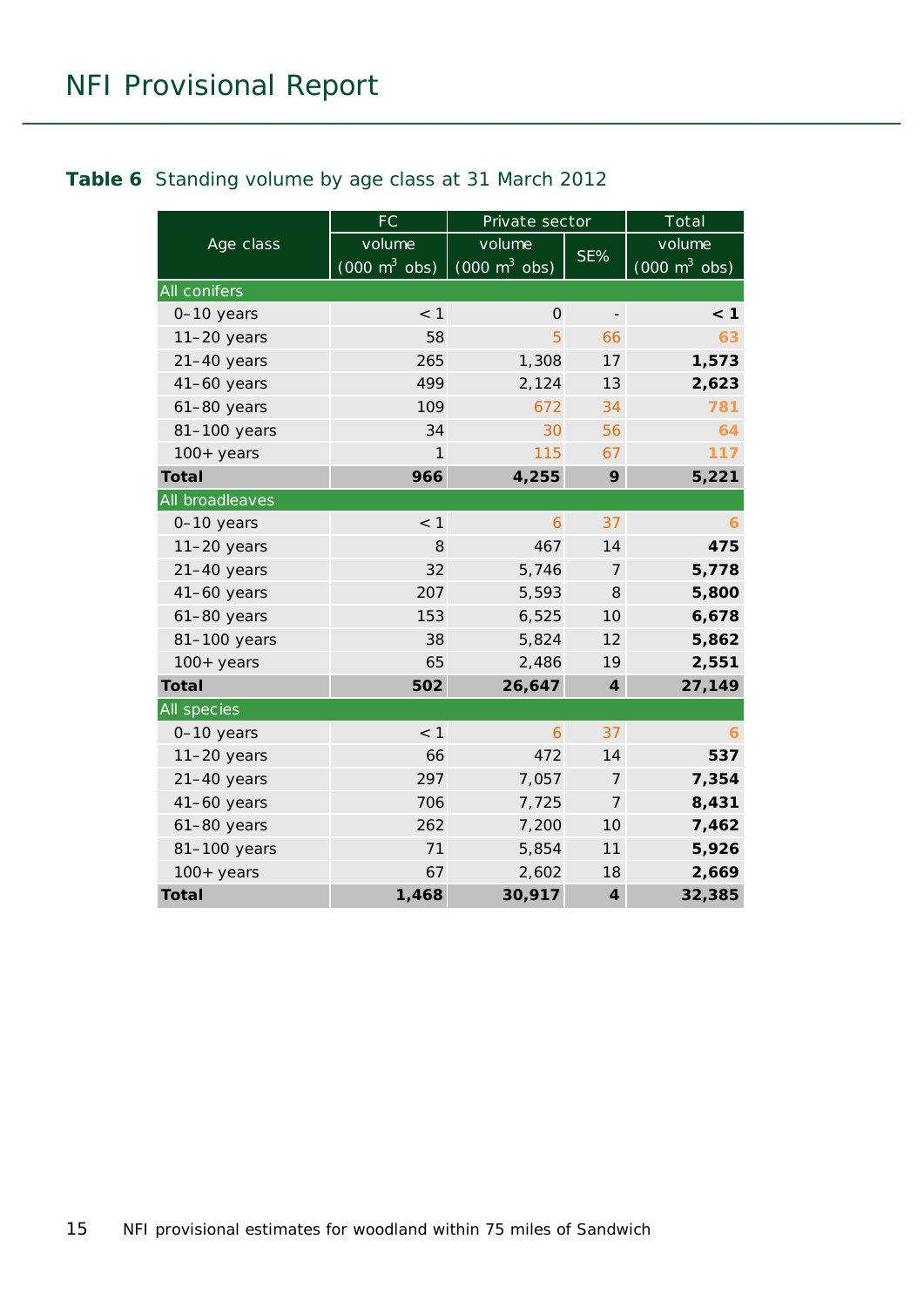**Table 6** Standing volume by age class at 31 March 2012

| Age class | FC | Private sector | | Total |
|---|---|---|---|---|
| | volume (000 $m^3$ obs) | volume (000 $m^3$ obs) | SE% | volume (000 $m^3$ obs) |
| **All conifers** | | | | |
| 0–10 years | < 1 | 0 | - | **< 1** |
| 11–20 years | 58 | 5 | 66 | **63** |
| 21–40 years | 265 | 1,308 | 17 | **1,573** |
| 41–60 years | 499 | 2,124 | 13 | **2,623** |
| 61–80 years | 109 | 672 | 34 | **781** |
| 81–100 years | 34 | 30 | 56 | **64** |
| 100+ years | 1 | 115 | 67 | **117** |
| **Total** | **966** | **4,255** | **9** | **5,221** |
| **All broadleaves** | | | | |
| 0–10 years | < 1 | 6 | 37 | **6** |
| 11–20 years | 8 | 467 | 14 | **475** |
| 21–40 years | 32 | 5,746 | 7 | **5,778** |
| 41–60 years | 207 | 5,593 | 8 | **5,800** |
| 61–80 years | 153 | 6,525 | 10 | **6,678** |
| 81–100 years | 38 | 5,824 | 12 | **5,862** |
| 100+ years | 65 | 2,486 | 19 | **2,551** |
| **Total** | **502** | **26,647** | **4** | **27,149** |
| **All species** | | | | |
| 0–10 years | < 1 | 6 | 37 | **6** |
| 11–20 years | 66 | 472 | 14 | **537** |
| 21–40 years | 297 | 7,057 | 7 | **7,354** |
| 41–60 years | 706 | 7,725 | 7 | **8,431** |
| 61–80 years | 262 | 7,200 | 10 | **7,462** |
| 81–100 years | 71 | 5,854 | 11 | **5,926** |
| 100+ years | 67 | 2,602 | 18 | **2,669** |
| **Total** | **1,468** | **30,917** | **4** | **32,385** |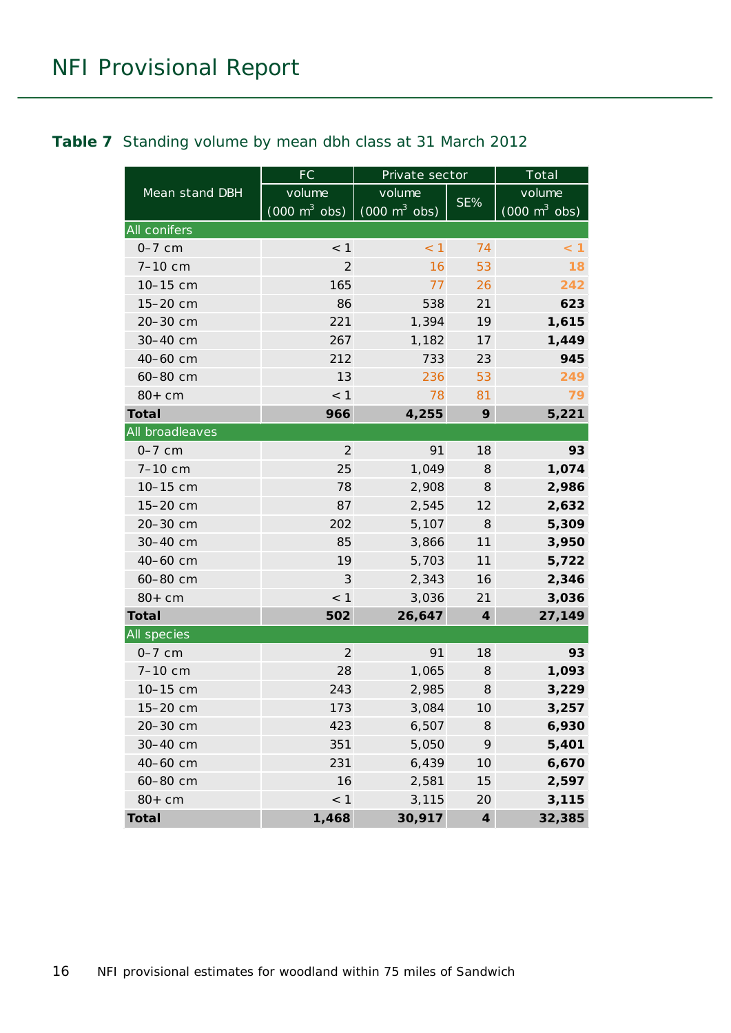**Table 7** Standing volume by mean dbh class at 31 March 2012

| Mean stand DBH | FC | Private sector | | Total |
|---|---|---|---|---|
| | volume (000 m$^3$ obs) | volume (000 m$^3$ obs) | SE% | volume (000 m$^3$ obs) |
| **All conifers** | | | | |
| 0–7 cm | < 1 | < 1 | 74 | **< 1** |
| 7–10 cm | 2 | 16 | 53 | **18** |
| 10–15 cm | 165 | 77 | 26 | **242** |
| 15–20 cm | 86 | 538 | 21 | **623** |
| 20–30 cm | 221 | 1,394 | 19 | **1,615** |
| 30–40 cm | 267 | 1,182 | 17 | **1,449** |
| 40–60 cm | 212 | 733 | 23 | **945** |
| 60–80 cm | 13 | 236 | 53 | **249** |
| 80+ cm | < 1 | 78 | 81 | **79** |
| **Total** | **966** | **4,255** | **9** | **5,221** |
| **All broadleaves** | | | | |
| 0–7 cm | 2 | 91 | 18 | **93** |
| 7–10 cm | 25 | 1,049 | 8 | **1,074** |
| 10–15 cm | 78 | 2,908 | 8 | **2,986** |
| 15–20 cm | 87 | 2,545 | 12 | **2,632** |
| 20–30 cm | 202 | 5,107 | 8 | **5,309** |
| 30–40 cm | 85 | 3,866 | 11 | **3,950** |
| 40–60 cm | 19 | 5,703 | 11 | **5,722** |
| 60–80 cm | 3 | 2,343 | 16 | **2,346** |
| 80+ cm | < 1 | 3,036 | 21 | **3,036** |
| **Total** | **502** | **26,647** | **4** | **27,149** |
| **All species** | | | | |
| 0–7 cm | 2 | 91 | 18 | **93** |
| 7–10 cm | 28 | 1,065 | 8 | **1,093** |
| 10–15 cm | 243 | 2,985 | 8 | **3,229** |
| 15–20 cm | 173 | 3,084 | 10 | **3,257** |
| 20–30 cm | 423 | 6,507 | 8 | **6,930** |
| 30–40 cm | 351 | 5,050 | 9 | **5,401** |
| 40–60 cm | 231 | 6,439 | 10 | **6,670** |
| 60–80 cm | 16 | 2,581 | 15 | **2,597** |
| 80+ cm | < 1 | 3,115 | 20 | **3,115** |
| **Total** | **1,468** | **30,917** | **4** | **32,385** |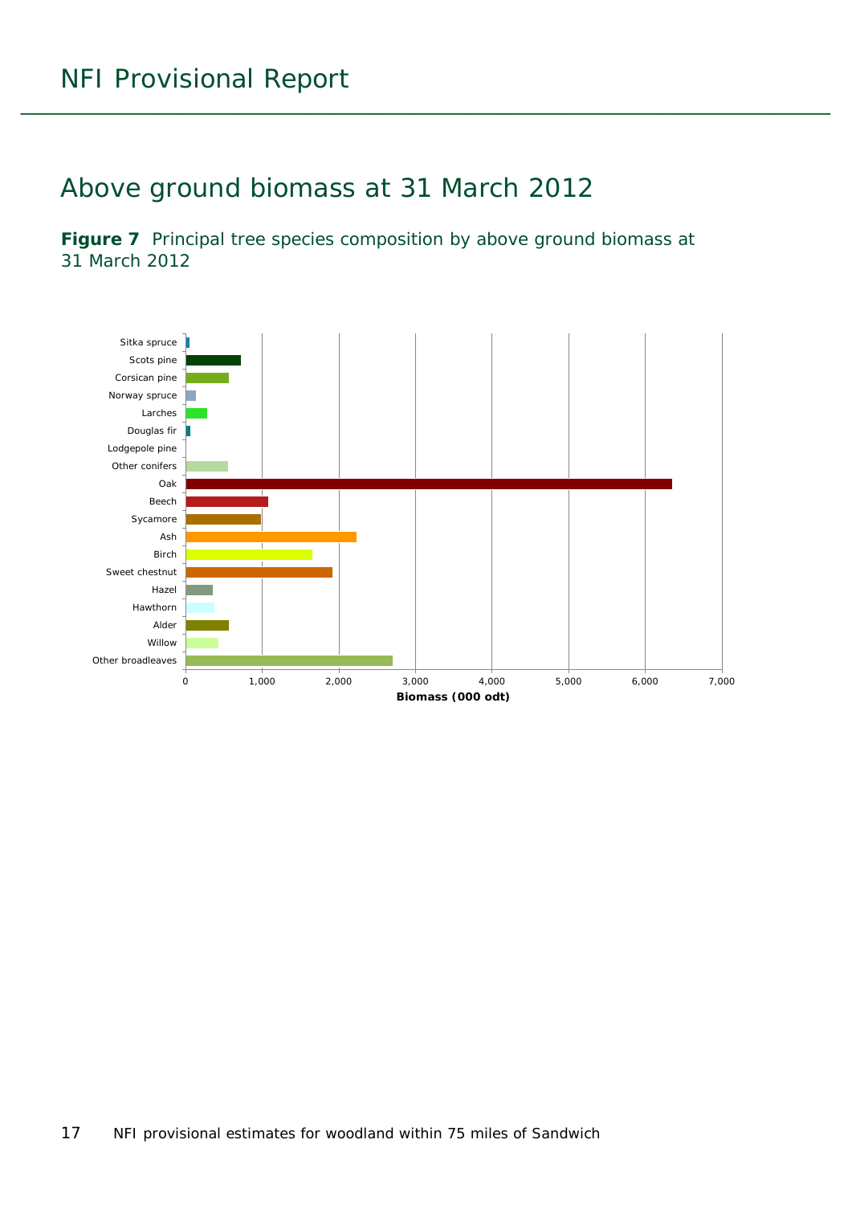# Above ground biomass at 31 March 2012

**Figure 7** Principal tree species composition by above ground biomass at 31 March 2012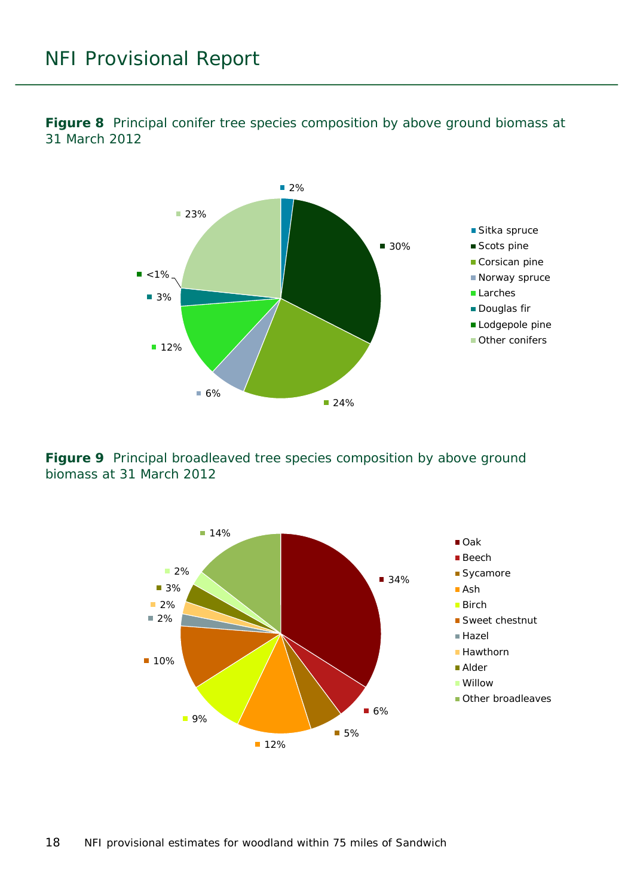**Figure 8** Principal conifer tree species composition by above ground biomass at 31 March 2012

**Figure 9** Principal broadleaved tree species composition by above ground biomass at 31 March 2012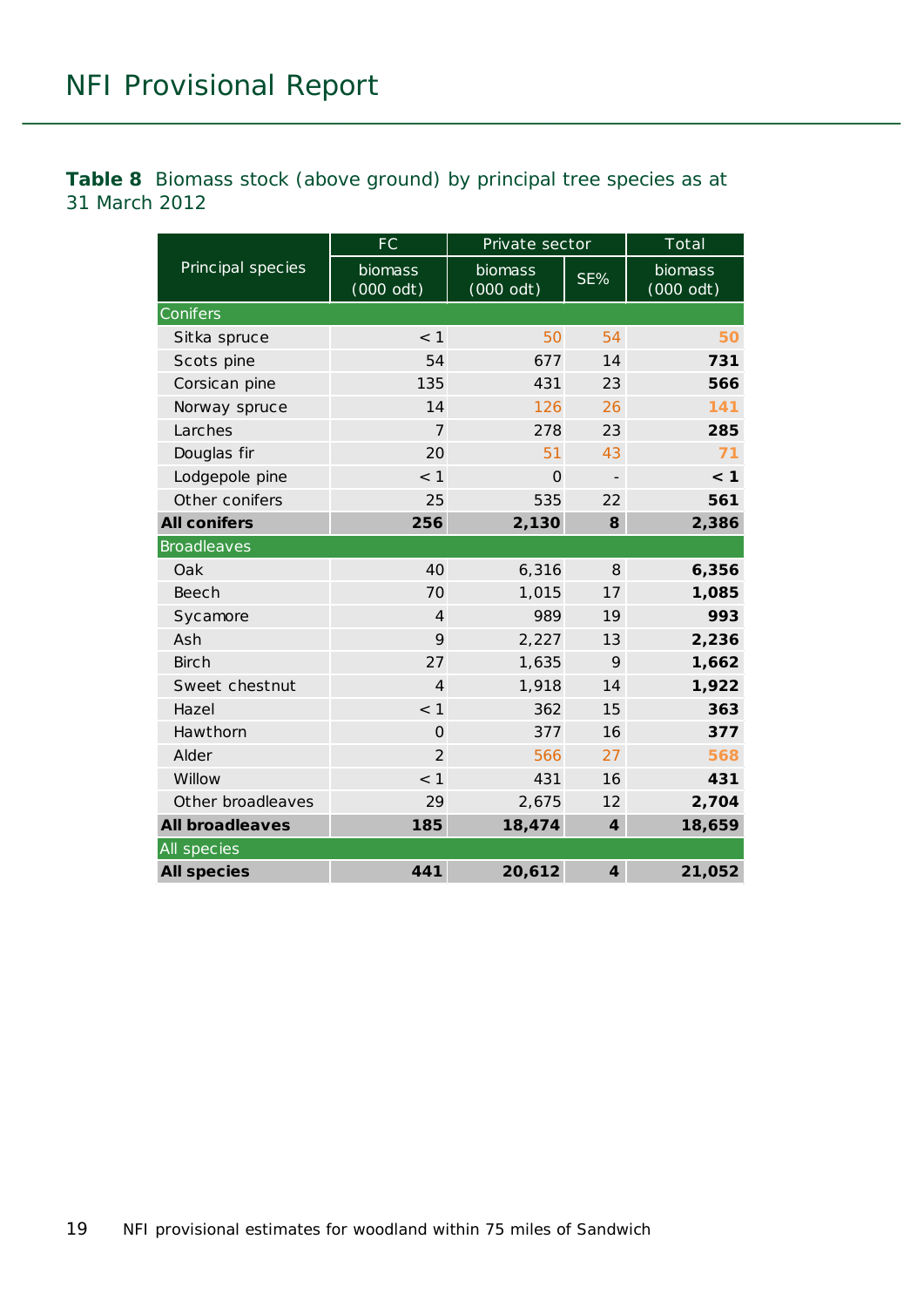**Table 8** Biomass stock (above ground) by principal tree species as at 31 March 2012

| Principal species | FC | Private sector | | Total |
|---|---|---|---|---|
| | biomass (000 odt) | biomass (000 odt) | SE% | biomass (000 odt) |
| **Conifers** | | | | |
| Sitka spruce | < 1 | 50 | 54 | **50** |
| Scots pine | 54 | 677 | 14 | **731** |
| Corsican pine | 135 | 431 | 23 | **566** |
| Norway spruce | 14 | 126 | 26 | **141** |
| Larches | 7 | 278 | 23 | **285** |
| Douglas fir | 20 | 51 | 43 | **71** |
| Lodgepole pine | < 1 | 0 | - | **< 1** |
| Other conifers | 25 | 535 | 22 | **561** |
| **All conifers** | **256** | **2,130** | **8** | **2,386** |
| **Broadleaves** | | | | |
| Oak | 40 | 6,316 | 8 | **6,356** |
| Beech | 70 | 1,015 | 17 | **1,085** |
| Sycamore | 4 | 989 | 19 | **993** |
| Ash | 9 | 2,227 | 13 | **2,236** |
| Birch | 27 | 1,635 | 9 | **1,662** |
| Sweet chestnut | 4 | 1,918 | 14 | **1,922** |
| Hazel | < 1 | 362 | 15 | **363** |
| Hawthorn | 0 | 377 | 16 | **377** |
| Alder | 2 | 566 | 27 | **568** |
| Willow | < 1 | 431 | 16 | **431** |
| Other broadleaves | 29 | 2,675 | 12 | **2,704** |
| **All broadleaves** | **185** | **18,474** | **4** | **18,659** |
| **All species** | | | | |
| **All species** | **441** | **20,612** | **4** | **21,052** |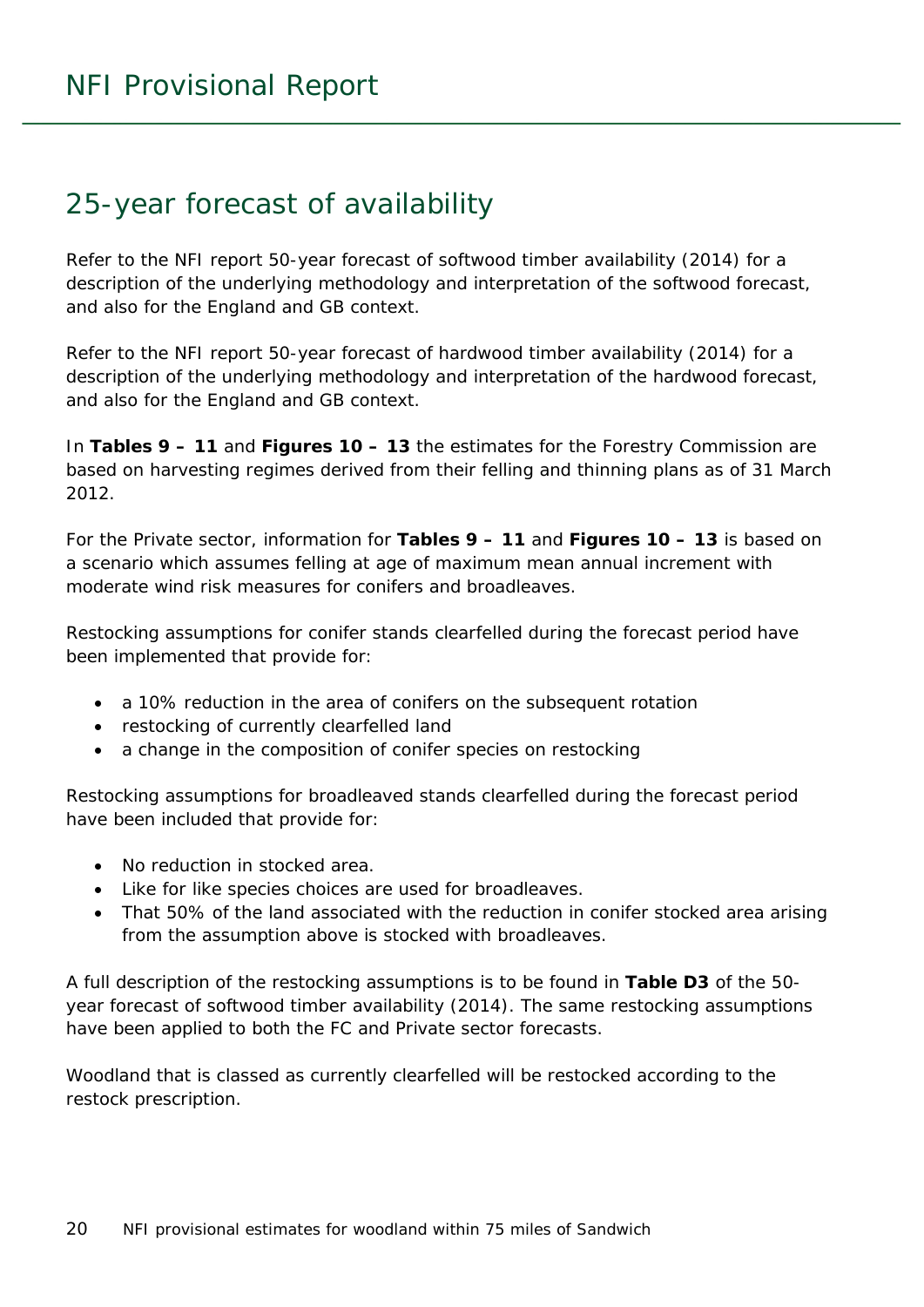## 25-year forecast of availability

Refer to the NFI report 50-year forecast of softwood timber availability (2014) for a description of the underlying methodology and interpretation of the softwood forecast, and also for the England and GB context.

Refer to the NFI report 50-year forecast of hardwood timber availability (2014) for a description of the underlying methodology and interpretation of the hardwood forecast, and also for the England and GB context.

In **Tables 9 – 11** and **Figures 10 – 13** the estimates for the Forestry Commission are based on harvesting regimes derived from their felling and thinning plans as of 31 March 2012.

For the Private sector, information for **Tables 9 – 11** and **Figures 10 – 13** is based on a scenario which assumes felling at age of maximum mean annual increment with moderate wind risk measures for conifers and broadleaves.

Restocking assumptions for conifer stands clearfelled during the forecast period have been implemented that provide for:

- a 10% reduction in the area of conifers on the subsequent rotation
- restocking of currently clearfelled land
- a change in the composition of conifer species on restocking

Restocking assumptions for broadleaved stands clearfelled during the forecast period have been included that provide for:

- No reduction in stocked area.
- Like for like species choices are used for broadleaves.
- That 50% of the land associated with the reduction in conifer stocked area arising from the assumption above is stocked with broadleaves.

A full description of the restocking assumptions is to be found in **Table D3** of the 50-year forecast of softwood timber availability (2014). The same restocking assumptions have been applied to both the FC and Private sector forecasts.

Woodland that is classed as currently clearfelled will be restocked according to the restock prescription.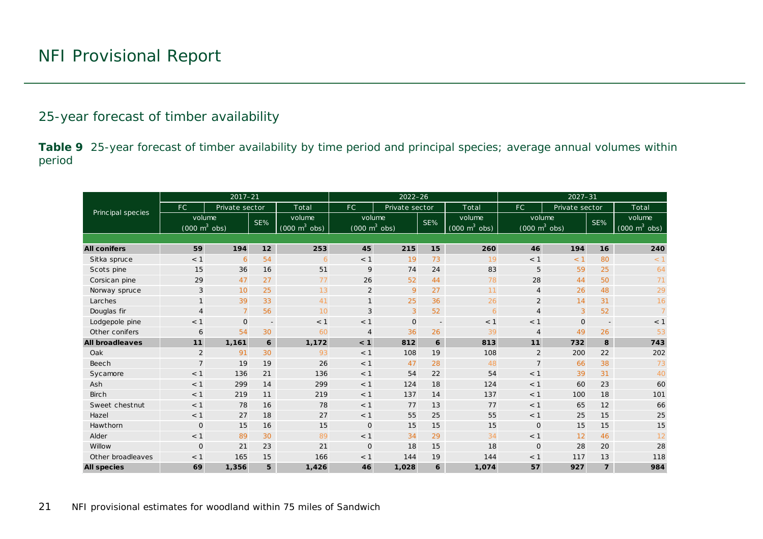## 25-year forecast of timber availability

**Table 9** 25-year forecast of timber availability by time period and principal species; average annual volumes within period

| Principal species | 2017–21 | | | | 2022–26 | | | | 2027–31 | | | |
|---|---|---|---|---|---|---|---|---|---|---|---|---|
| | FC | Private sector | | Total | FC | Private sector | | Total | FC | Private sector | | Total |
| | volume (000 m$^3$ obs) | | SE% | volume (000 m$^3$ obs) | volume (000 m$^3$ obs) | | SE% | volume (000 m$^3$ obs) | volume (000 m$^3$ obs) | | SE% | volume (000 m$^3$ obs) |
| **All conifers** | **59** | **194** | **12** | **253** | **45** | **215** | **15** | **260** | **46** | **194** | **16** | **240** |
| Sitka spruce | < 1 | 6 | 54 | 6 | < 1 | 19 | 73 | 19 | < 1 | < 1 | 80 | < 1 |
| Scots pine | 15 | 36 | 16 | 51 | 9 | 74 | 24 | 83 | 5 | 59 | 25 | 64 |
| Corsican pine | 29 | 47 | 27 | 77 | 26 | 52 | 44 | 78 | 28 | 44 | 50 | 71 |
| Norway spruce | 3 | 10 | 25 | 13 | 2 | 9 | 27 | 11 | 4 | 26 | 48 | 29 |
| Larches | 1 | 39 | 33 | 41 | 1 | 25 | 36 | 26 | 2 | 14 | 31 | 16 |
| Douglas fir | 4 | 7 | 56 | 10 | 3 | 3 | 52 | 6 | 4 | 3 | 52 | 7 |
| Lodgepole pine | < 1 | 0 | - | < 1 | < 1 | 0 | - | < 1 | < 1 | 0 | - | < 1 |
| Other conifers | 6 | 54 | 30 | 60 | 4 | 36 | 26 | 39 | 4 | 49 | 26 | 53 |
| **All broadleaves** | **11** | **1,161** | **6** | **1,172** | **< 1** | **812** | **6** | **813** | **11** | **732** | **8** | **743** |
| Oak | 2 | 91 | 30 | 93 | < 1 | 108 | 19 | 108 | 2 | 200 | 22 | 202 |
| Beech | 7 | 19 | 19 | 26 | < 1 | 47 | 28 | 48 | 7 | 66 | 38 | 73 |
| Sycamore | < 1 | 136 | 21 | 136 | < 1 | 54 | 22 | 54 | < 1 | 39 | 31 | 40 |
| Ash | < 1 | 299 | 14 | 299 | < 1 | 124 | 18 | 124 | < 1 | 60 | 23 | 60 |
| Birch | < 1 | 219 | 11 | 219 | < 1 | 137 | 14 | 137 | < 1 | 100 | 18 | 101 |
| Sweet chestnut | < 1 | 78 | 16 | 78 | < 1 | 77 | 13 | 77 | < 1 | 65 | 12 | 66 |
| Hazel | < 1 | 27 | 18 | 27 | < 1 | 55 | 25 | 55 | < 1 | 25 | 15 | 25 |
| Hawthorn | 0 | 15 | 16 | 15 | 0 | 15 | 15 | 15 | 0 | 15 | 15 | 15 |
| Alder | < 1 | 89 | 30 | 89 | < 1 | 34 | 29 | 34 | < 1 | 12 | 46 | 12 |
| Willow | 0 | 21 | 23 | 21 | 0 | 18 | 15 | 18 | 0 | 28 | 20 | 28 |
| Other broadleaves | < 1 | 165 | 15 | 166 | < 1 | 144 | 19 | 144 | < 1 | 117 | 13 | 118 |
| **All species** | **69** | **1,356** | **5** | **1,426** | **46** | **1,028** | **6** | **1,074** | **57** | **927** | **7** | **984** |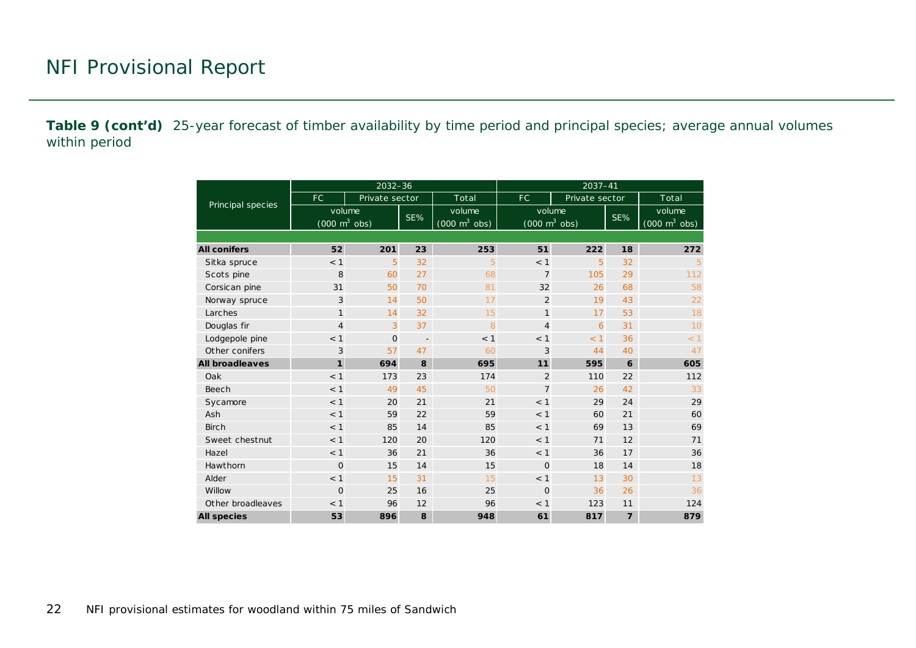**Table 9 (cont'd)** 25-year forecast of timber availability by time period and principal species; average annual volumes within period

| Principal species | 2032–36 | | | | 2037–41 | | | |
|---|---|---|---|---|---|---|---|---|
| | FC | Private sector | | Total | FC | Private sector | | Total |
| | volume (000 m$^3$ obs) | | SE% | volume (000 m$^3$ obs) | volume (000 m$^3$ obs) | | SE% | volume (000 m$^3$ obs) |
| **All conifers** | **52** | **201** | **23** | **253** | **51** | **222** | **18** | **272** |
| Sitka spruce | < 1 | 5 | 32 | 5 | < 1 | 5 | 32 | 5 |
| Scots pine | 8 | 60 | 27 | 68 | 7 | 105 | 29 | 112 |
| Corsican pine | 31 | 50 | 70 | 81 | 32 | 26 | 68 | 58 |
| Norway spruce | 3 | 14 | 50 | 17 | 2 | 19 | 43 | 22 |
| Larches | 1 | 14 | 32 | 15 | 1 | 17 | 53 | 18 |
| Douglas fir | 4 | 3 | 37 | 8 | 4 | 6 | 31 | 10 |
| Lodgepole pine | < 1 | 0 | - | < 1 | < 1 | < 1 | 36 | < 1 |
| Other conifers | 3 | 57 | 47 | 60 | 3 | 44 | 40 | 47 |
| **All broadleaves** | **1** | **694** | **8** | **695** | **11** | **595** | **6** | **605** |
| Oak | < 1 | 173 | 23 | 174 | 2 | 110 | 22 | 112 |
| Beech | < 1 | 49 | 45 | 50 | 7 | 26 | 42 | 33 |
| Sycamore | < 1 | 20 | 21 | 21 | < 1 | 29 | 24 | 29 |
| Ash | < 1 | 59 | 22 | 59 | < 1 | 60 | 21 | 60 |
| Birch | < 1 | 85 | 14 | 85 | < 1 | 69 | 13 | 69 |
| Sweet chestnut | < 1 | 120 | 20 | 120 | < 1 | 71 | 12 | 71 |
| Hazel | < 1 | 36 | 21 | 36 | < 1 | 36 | 17 | 36 |
| Hawthorn | 0 | 15 | 14 | 15 | 0 | 18 | 14 | 18 |
| Alder | < 1 | 15 | 31 | 15 | < 1 | 13 | 30 | 13 |
| Willow | 0 | 25 | 16 | 25 | 0 | 36 | 26 | 36 |
| Other broadleaves | < 1 | 96 | 12 | 96 | < 1 | 123 | 11 | 124 |
| **All species** | **53** | **896** | **8** | **948** | **61** | **817** | **7** | **879** |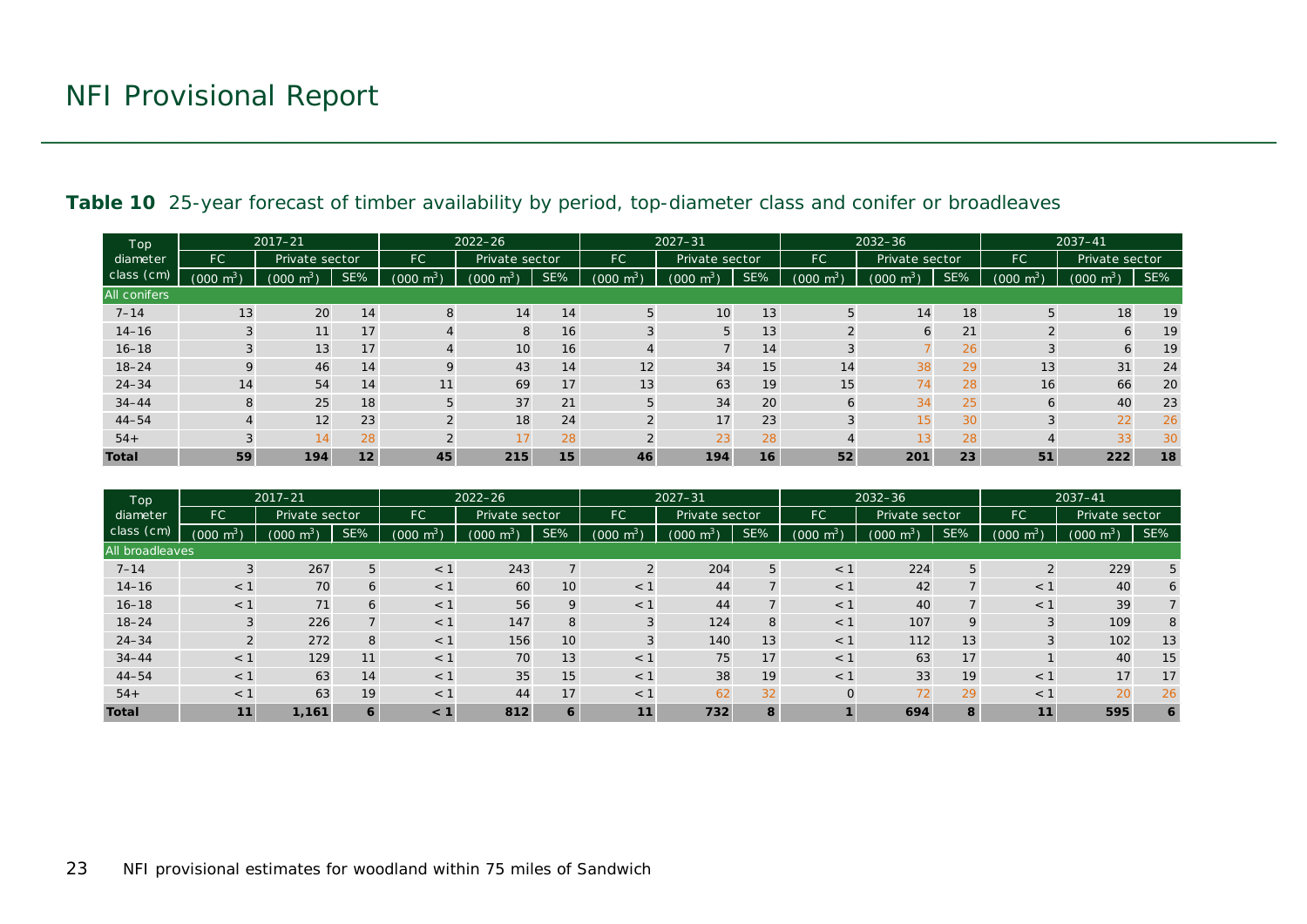**Table 10** 25-year forecast of timber availability by period, top-diameter class and conifer or broadleaves

| Top diameter class (cm) | 2017–21 | | | 2022–26 | | | 2027–31 | | | 2032–36 | | | 2037–41 | | |
|---|---|---|---|---|---|---|---|---|---|---|---|---|---|---|---|
| | FC | Private sector | | FC | Private sector | | FC | Private sector | | FC | Private sector | | FC | Private sector | |
| | (000 $m^3$) | (000 $m^3$) | SE% | (000 $m^3$) | (000 $m^3$) | SE% | (000 $m^3$) | (000 $m^3$) | SE% | (000 $m^3$) | (000 $m^3$) | SE% | (000 $m^3$) | (000 $m^3$) | SE% |
| All conifers | | | | | | | | | | | | | | | |
| 7–14 | 13 | 20 | 14 | 8 | 14 | 14 | 5 | 10 | 13 | 5 | 14 | 18 | 5 | 18 | 19 |
| 14–16 | 3 | 11 | 17 | 4 | 8 | 16 | 3 | 5 | 13 | 2 | 6 | 21 | 2 | 6 | 19 |
| 16–18 | 3 | 13 | 17 | 4 | 10 | 16 | 4 | 7 | 14 | 3 | 7 | 26 | 3 | 6 | 19 |
| 18–24 | 9 | 46 | 14 | 9 | 43 | 14 | 12 | 34 | 15 | 14 | 38 | 29 | 13 | 31 | 24 |
| 24–34 | 14 | 54 | 14 | 11 | 69 | 17 | 13 | 63 | 19 | 15 | 74 | 28 | 16 | 66 | 20 |
| 34–44 | 8 | 25 | 18 | 5 | 37 | 21 | 5 | 34 | 20 | 6 | 34 | 25 | 6 | 40 | 23 |
| 44–54 | 4 | 12 | 23 | 2 | 18 | 24 | 2 | 17 | 23 | 3 | 15 | 30 | 3 | 22 | 26 |
| 54+ | 3 | 14 | 28 | 2 | 17 | 28 | 2 | 23 | 28 | 4 | 13 | 28 | 4 | 33 | 30 |
| **Total** | **59** | **194** | **12** | **45** | **215** | **15** | **46** | **194** | **16** | **52** | **201** | **23** | **51** | **222** | **18** |

| Top diameter class (cm) | 2017–21 | | | 2022–26 | | | 2027–31 | | | 2032–36 | | | 2037–41 | | |
|---|---|---|---|---|---|---|---|---|---|---|---|---|---|---|---|
| | FC | Private sector | | FC | Private sector | | FC | Private sector | | FC | Private sector | | FC | Private sector | |
| | (000 $m^3$) | (000 $m^3$) | SE% | (000 $m^3$) | (000 $m^3$) | SE% | (000 $m^3$) | (000 $m^3$) | SE% | (000 $m^3$) | (000 $m^3$) | SE% | (000 $m^3$) | (000 $m^3$) | SE% |
| All broadleaves | | | | | | | | | | | | | | | |
| 7–14 | 3 | 267 | 5 | < 1 | 243 | 7 | 2 | 204 | 5 | < 1 | 224 | 5 | 2 | 229 | 5 |
| 14–16 | < 1 | 70 | 6 | < 1 | 60 | 10 | < 1 | 44 | 7 | < 1 | 42 | 7 | < 1 | 40 | 6 |
| 16–18 | < 1 | 71 | 6 | < 1 | 56 | 9 | < 1 | 44 | 7 | < 1 | 40 | 7 | < 1 | 39 | 7 |
| 18–24 | 3 | 226 | 7 | < 1 | 147 | 8 | 3 | 124 | 8 | < 1 | 107 | 9 | 3 | 109 | 8 |
| 24–34 | 2 | 272 | 8 | < 1 | 156 | 10 | 3 | 140 | 13 | < 1 | 112 | 13 | 3 | 102 | 13 |
| 34–44 | < 1 | 129 | 11 | < 1 | 70 | 13 | < 1 | 75 | 17 | < 1 | 63 | 17 | 1 | 40 | 15 |
| 44–54 | < 1 | 63 | 14 | < 1 | 35 | 15 | < 1 | 38 | 19 | < 1 | 33 | 19 | < 1 | 17 | 17 |
| 54+ | < 1 | 63 | 19 | < 1 | 44 | 17 | < 1 | 62 | 32 | 0 | 72 | 29 | < 1 | 20 | 26 |
| **Total** | **11** | **1,161** | **6** | **< 1** | **812** | **6** | **11** | **732** | **8** | **1** | **694** | **8** | **11** | **595** | **6** |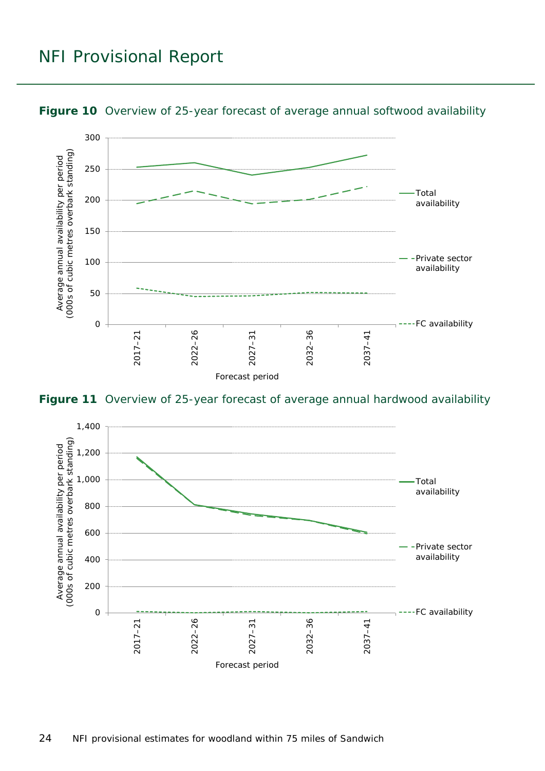**Figure 10** Overview of 25-year forecast of average annual softwood availability

**Figure 11** Overview of 25-year forecast of average annual hardwood availability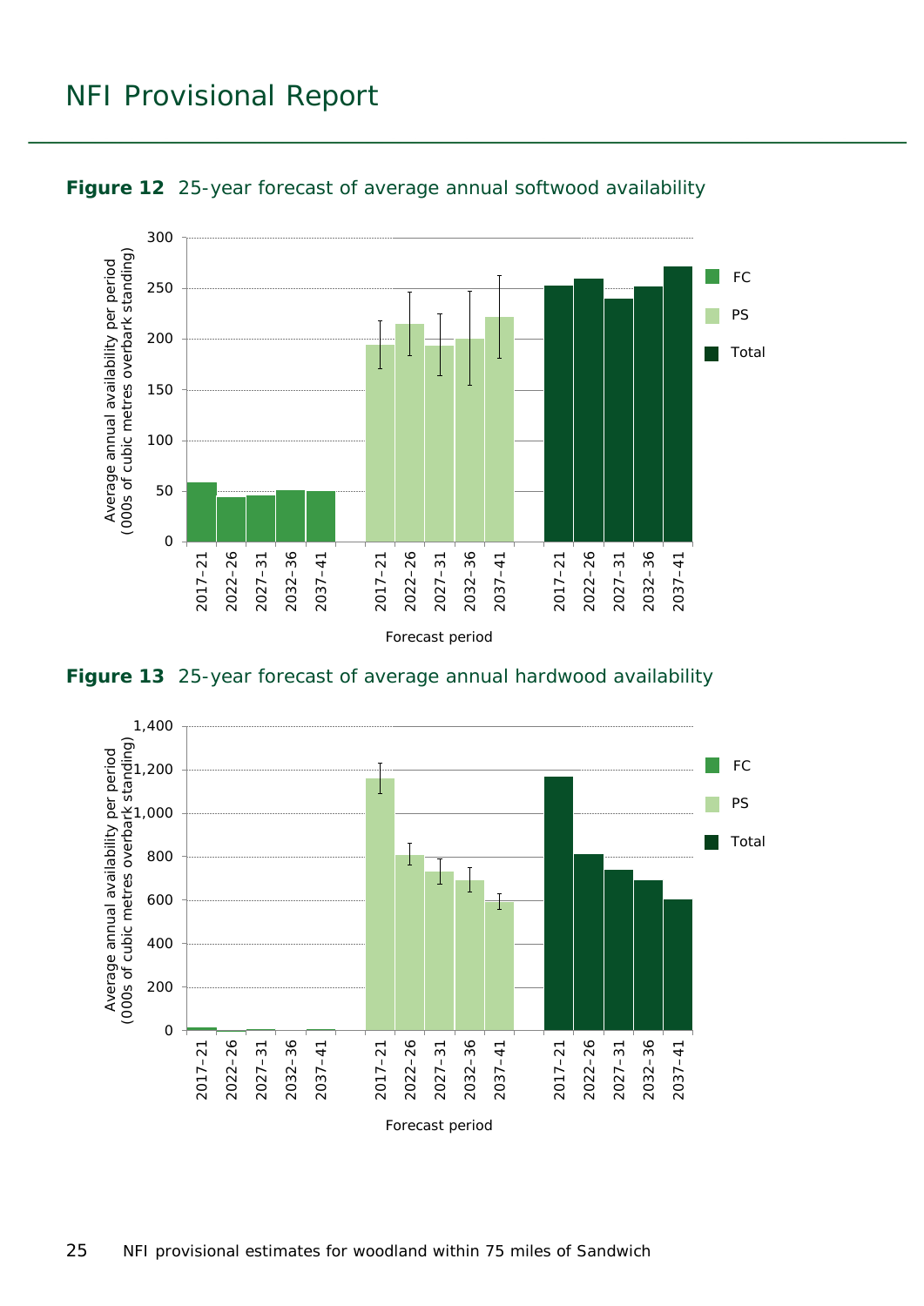**Figure 12** 25-year forecast of average annual softwood availability

**Figure 13** 25-year forecast of average annual hardwood availability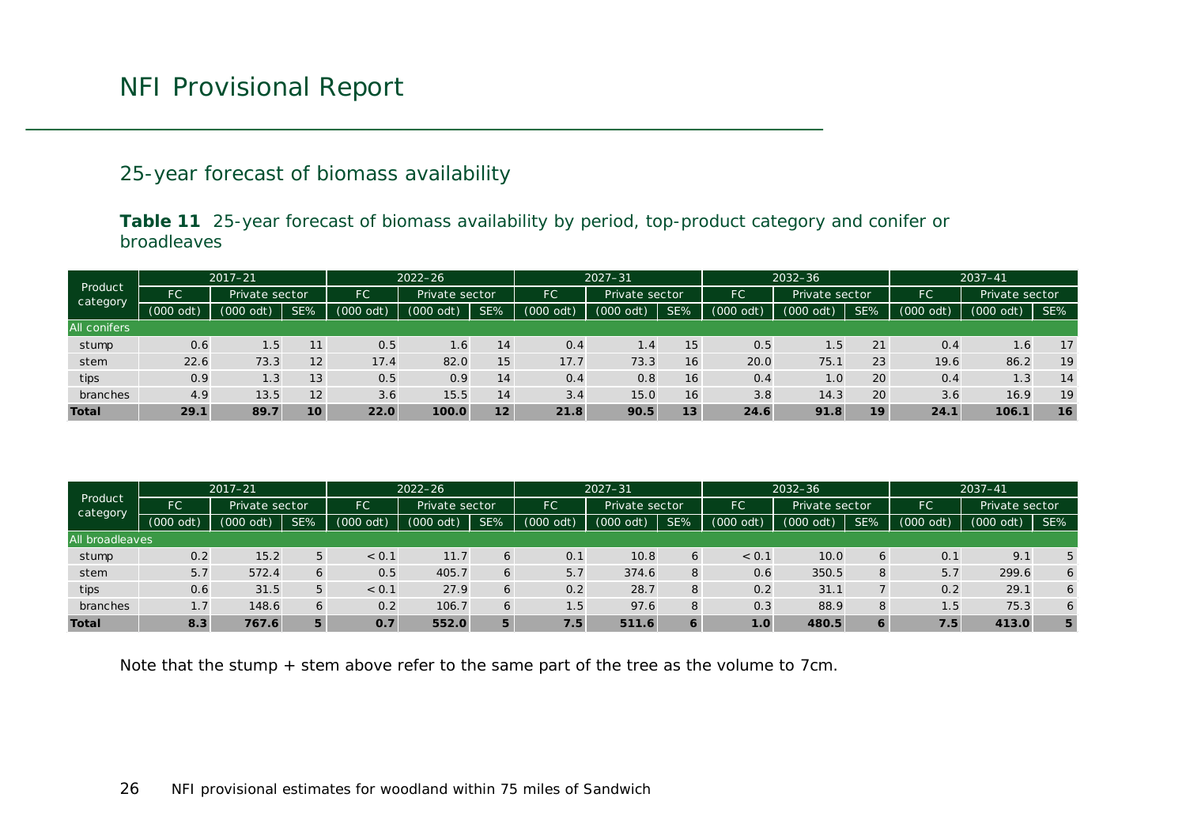## 25-year forecast of biomass availability

**Table 11** 25-year forecast of biomass availability by period, top-product category and conifer or broadleaves

| Product category | 2017–21 | | | 2022–26 | | | 2027–31 | | | 2032–36 | | | 2037–41 | | |
|---|---|---|---|---|---|---|---|---|---|---|---|---|---|---|---|
| | FC | Private sector | | FC | Private sector | | FC | Private sector | | FC | Private sector | | FC | Private sector | |
| | (000 odt) | (000 odt) | SE% | (000 odt) | (000 odt) | SE% | (000 odt) | (000 odt) | SE% | (000 odt) | (000 odt) | SE% | (000 odt) | (000 odt) | SE% |
| All conifers | | | | | | | | | | | | | | | |
| stump | 0.6 | 1.5 | 11 | 0.5 | 1.6 | 14 | 0.4 | 1.4 | 15 | 0.5 | 1.5 | 21 | 0.4 | 1.6 | 17 |
| stem | 22.6 | 73.3 | 12 | 17.4 | 82.0 | 15 | 17.7 | 73.3 | 16 | 20.0 | 75.1 | 23 | 19.6 | 86.2 | 19 |
| tips | 0.9 | 1.3 | 13 | 0.5 | 0.9 | 14 | 0.4 | 0.8 | 16 | 0.4 | 1.0 | 20 | 0.4 | 1.3 | 14 |
| branches | 4.9 | 13.5 | 12 | 3.6 | 15.5 | 14 | 3.4 | 15.0 | 16 | 3.8 | 14.3 | 20 | 3.6 | 16.9 | 19 |
| **Total** | **29.1** | **89.7** | **10** | **22.0** | **100.0** | **12** | **21.8** | **90.5** | **13** | **24.6** | **91.8** | **19** | **24.1** | **106.1** | **16** |

| Product category | 2017–21 | | | 2022–26 | | | 2027–31 | | | 2032–36 | | | 2037–41 | | |
|---|---|---|---|---|---|---|---|---|---|---|---|---|---|---|---|
| | FC | Private sector | | FC | Private sector | | FC | Private sector | | FC | Private sector | | FC | Private sector | |
| | (000 odt) | (000 odt) | SE% | (000 odt) | (000 odt) | SE% | (000 odt) | (000 odt) | SE% | (000 odt) | (000 odt) | SE% | (000 odt) | (000 odt) | SE% |
| All broadleaves | | | | | | | | | | | | | | | |
| stump | 0.2 | 15.2 | 5 | < 0.1 | 11.7 | 6 | 0.1 | 10.8 | 6 | < 0.1 | 10.0 | 6 | 0.1 | 9.1 | 5 |
| stem | 5.7 | 572.4 | 6 | 0.5 | 405.7 | 6 | 5.7 | 374.6 | 8 | 0.6 | 350.5 | 8 | 5.7 | 299.6 | 6 |
| tips | 0.6 | 31.5 | 5 | < 0.1 | 27.9 | 6 | 0.2 | 28.7 | 8 | 0.2 | 31.1 | 7 | 0.2 | 29.1 | 6 |
| branches | 1.7 | 148.6 | 6 | 0.2 | 106.7 | 6 | 1.5 | 97.6 | 8 | 0.3 | 88.9 | 8 | 1.5 | 75.3 | 6 |
| **Total** | **8.3** | **767.6** | **5** | **0.7** | **552.0** | **5** | **7.5** | **511.6** | **6** | **1.0** | **480.5** | **6** | **7.5** | **413.0** | **5** |

Note that the stump + stem above refer to the same part of the tree as the volume to 7cm.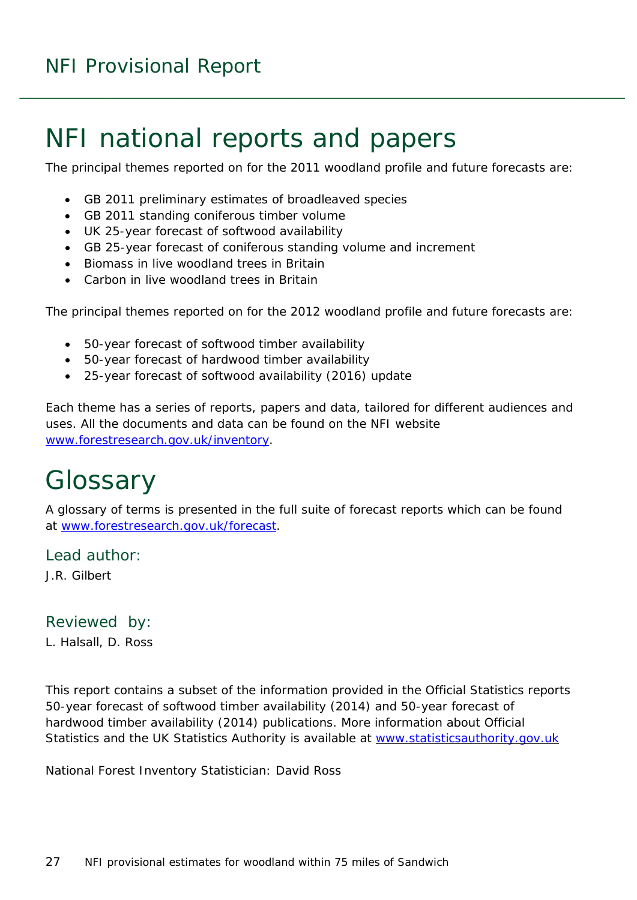# NFI national reports and papers

The principal themes reported on for the 2011 woodland profile and future forecasts are:

- GB 2011 preliminary estimates of broadleaved species
- GB 2011 standing coniferous timber volume
- UK 25-year forecast of softwood availability
- GB 25-year forecast of coniferous standing volume and increment
- Biomass in live woodland trees in Britain
- Carbon in live woodland trees in Britain

The principal themes reported on for the 2012 woodland profile and future forecasts are:

- 50-year forecast of softwood timber availability
- 50-year forecast of hardwood timber availability
- 25-year forecast of softwood availability (2016) update

Each theme has a series of reports, papers and data, tailored for different audiences and uses. All the documents and data can be found on the NFI website [www.forestresearch.gov.uk/inventory](http://www.forestresearch.gov.uk/inventory).

# Glossary

A glossary of terms is presented in the full suite of forecast reports which can be found at [www.forestresearch.gov.uk/forecast](http://www.forestresearch.gov.uk/forecast).

## Lead author:

J.R. Gilbert

## Reviewed by:

L. Halsall, D. Ross

This report contains a subset of the information provided in the Official Statistics reports 50-year forecast of softwood timber availability (2014) and 50-year forecast of hardwood timber availability (2014) publications. More information about Official Statistics and the UK Statistics Authority is available at [www.statisticsauthority.gov.uk](http://www.statisticsauthority.gov.uk)

National Forest Inventory Statistician: David Ross